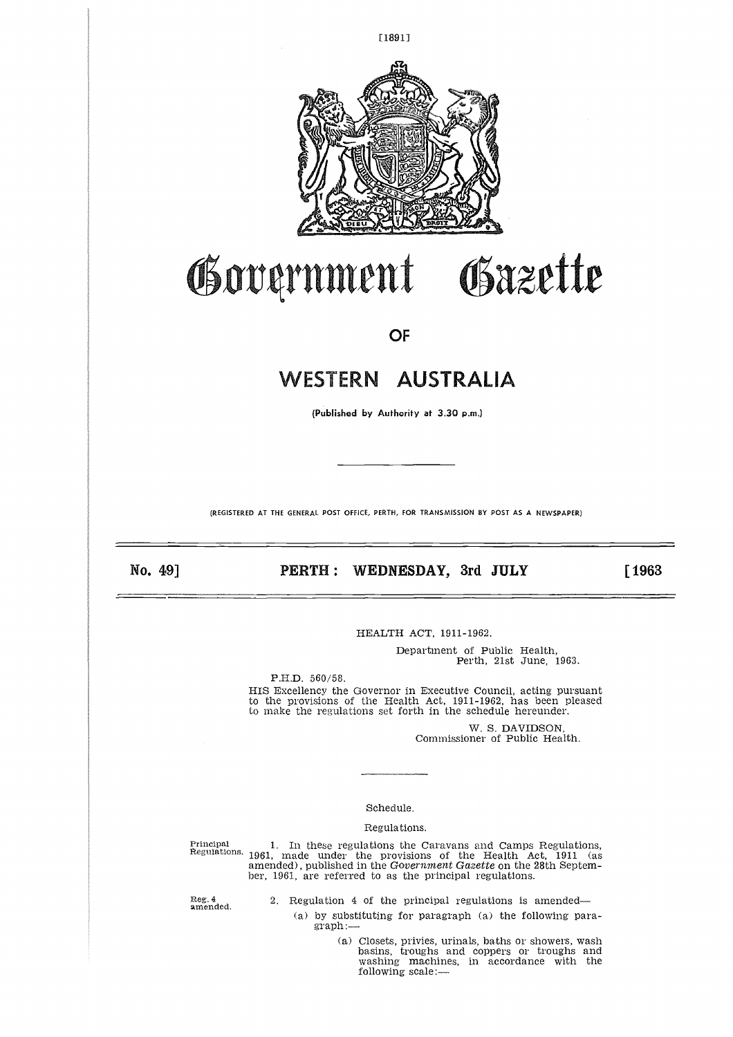# Government Gazette

## OF

# WESTERN AUSTRALIA

(Published by Authority at 3.30 p.m.)

(REGISTERED AT THE GENERAL POST OFFICE, PERTH, FOR TRANSMISSION BY POST AS A NEWSPAPER)

**No. 49] PERTH: WEDNESDAY, 3rd JULY [1963**

HEALTH ACT, 1911-1962.

Department of Public Health,
Perth, 21st June, 1963.

P.H.D. 560/58.

HIS Excellency the Governor in Executive Council, acting pursuant to the provisions of the Health Act, 1911-1962, has been pleased to make the regulations set forth in the schedule hereunder.

W. S. DAVIDSON,
Commissioner of Public Health.

Schedule.

Regulations.

Principal Regulations.

1. In these regulations the Caravans and Camps Regulations, 1961, made under the provisions of the Health Act, 1911 (as amended), published in the *Government Gazette* on the 28th September, 1961, are referred to as the principal regulations.

Reg. 4 amended.

2. Regulation 4 of the principal regulations is amended—

(a) by substituting for paragraph (a) the following paragraph:—

(a) Closets, privies, urinals, baths or showers, wash basins, troughs and coppers or troughs and washing machines, in accordance with the following scale:—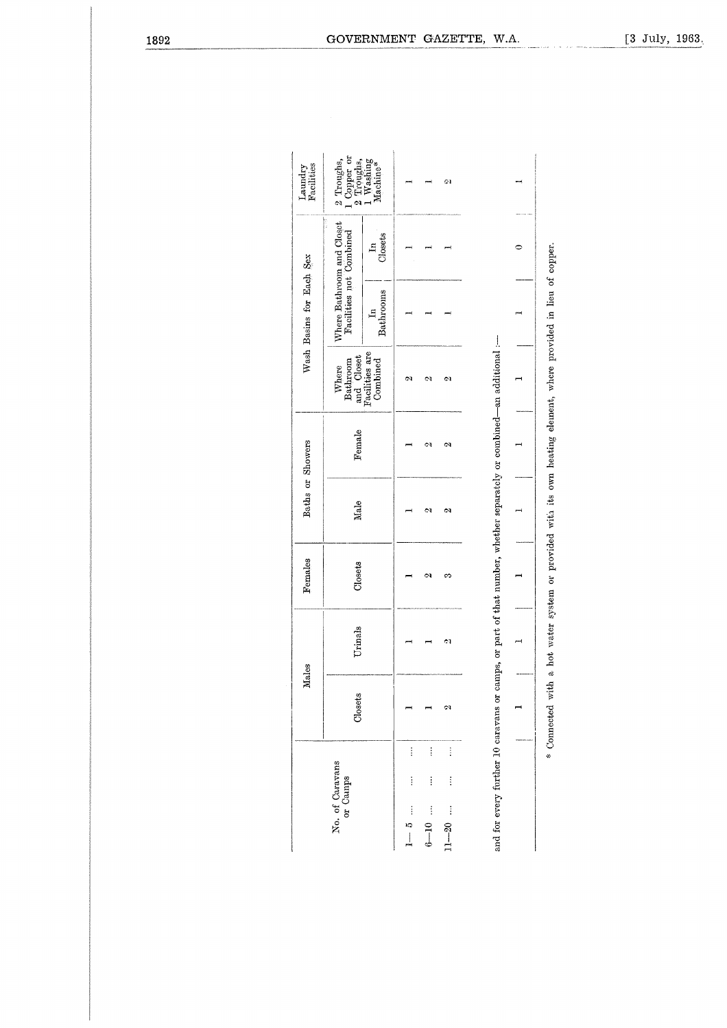| No. of Caravans or Camps | Males | | Females | Baths or Showers | | Wash Basins for Each Sex | | | Laundry Facilities |
|---|---|---|---|---|---|---|---|---|---|
| | Closets | Urinals | Closets | Male | Female | Where Bathroom and Closet Facilities are Combined | Where Bathroom and Closet Facilities not Combined | | 2 Troughs, 1 Copper or 2 Troughs, 1 Washing Machine* |
| | | | | | | | In Bathrooms | In Closets | |
| 1—5 .... .... .... | 1 | 1 | 1 | 1 | 1 | 2 | 1 | 1 | 1 |
| 6—10 .... .... .... | 1 | 1 | 2 | 2 | 2 | 2 | 1 | 1 | 1 |
| 11—20 .... .... .... | 2 | 2 | 3 | 2 | 2 | 2 | 1 | 1 | 2 |
| and for every further 10 caravans or camps, or part of that number, whether separately or combined—an additional :— | | | | | | | | | |
| | 1 | 1 | 1 | 1 | 1 | 1 | 1 | 0 | 1 |

\* Connected with a hot water system or provided with its own heating element, where provided in lieu of copper.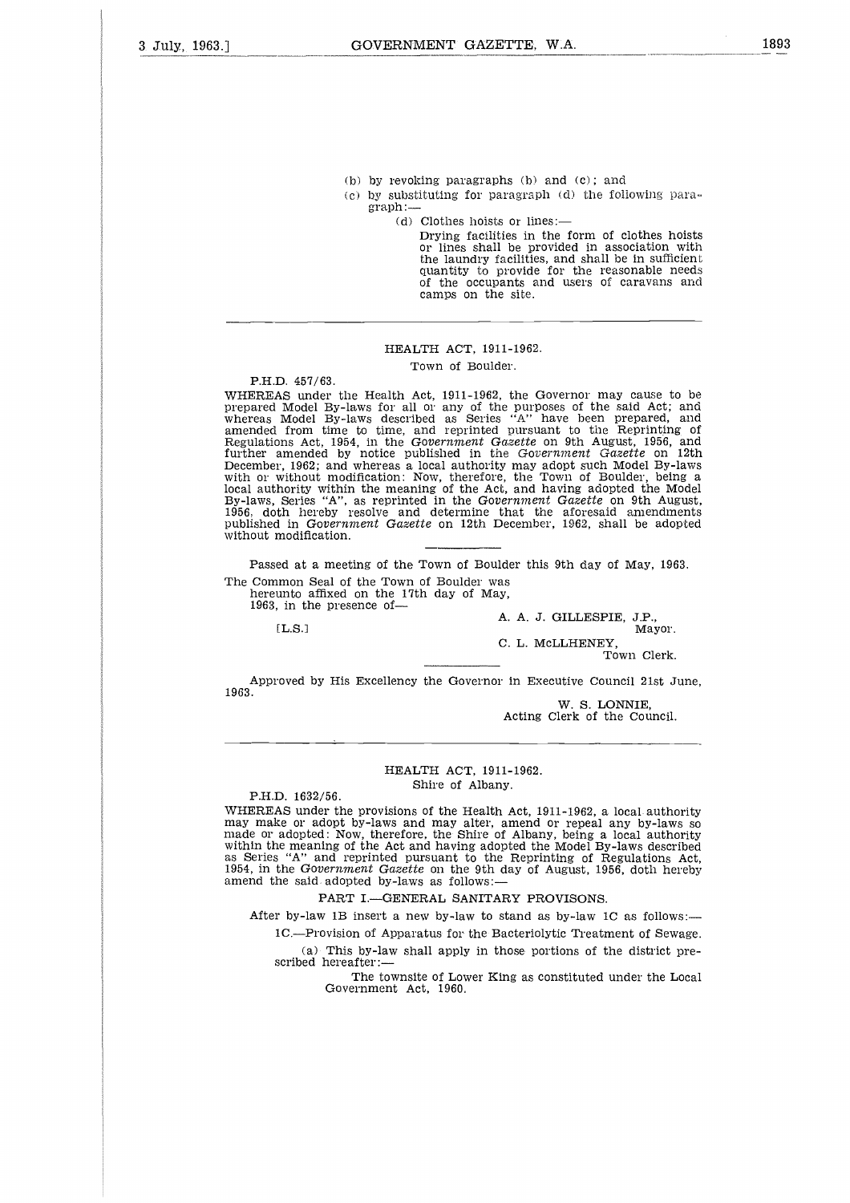(b) by revoking paragraphs (b) and (c); and

(c) by substituting for paragraph (d) the following paragraph:—

(d) Clothes hoists or lines:—

Drying facilities in the form of clothes hoists or lines shall be provided in association with the laundry facilities, and shall be in sufficient quantity to provide for the reasonable needs of the occupants and users of caravans and camps on the site.

---

## HEALTH ACT, 1911-1962.

### Town of Boulder.

P.H.D. 457/63.

WHEREAS under the Health Act, 1911-1962, the Governor may cause to be prepared Model By-laws for all or any of the purposes of the said Act; and whereas Model By-laws described as Series "A" have been prepared, and amended from time to time, and reprinted pursuant to the Reprinting of Regulations Act, 1954, in the *Government Gazette* on 9th August, 1956, and further amended by notice published in the *Government Gazette* on 12th December, 1962; and whereas a local authority may adopt such Model By-laws with or without modification: Now, therefore, the Town of Boulder, being a local authority within the meaning of the Act, and having adopted the Model By-laws, Series "A", as reprinted in the *Government Gazette* on 9th August, 1956, doth hereby resolve and determine that the aforesaid amendments published in *Government Gazette* on 12th December, 1962, shall be adopted without modification.

Passed at a meeting of the Town of Boulder this 9th day of May, 1963.

The Common Seal of the Town of Boulder was hereunto affixed on the 17th day of May, 1963, in the presence of—

[L.S.]

A. A. J. GILLESPIE, J.P.,
Mayor.

C. L. McLLHENEY,
Town Clerk.

Approved by His Excellency the Governor in Executive Council 21st June, 1963.

W. S. LONNIE,
Acting Clerk of the Council.

---

## HEALTH ACT, 1911-1962.

### Shire of Albany.

P.H.D. 1632/56.

WHEREAS under the provisions of the Health Act, 1911-1962, a local authority may make or adopt by-laws and may alter, amend or repeal any by-laws so made or adopted: Now, therefore, the Shire of Albany, being a local authority within the meaning of the Act and having adopted the Model By-laws described as Series "A" and reprinted pursuant to the Reprinting of Regulations Act, 1954, in the *Government Gazette* on the 9th day of August, 1956, doth hereby amend the said adopted by-laws as follows:—

PART I.—GENERAL SANITARY PROVISONS.

After by-law 1B insert a new by-law to stand as by-law 1C as follows:—

1C.—Provision of Apparatus for the Bacteriolytic Treatment of Sewage.

(a) This by-law shall apply in those portions of the district prescribed hereafter:—

The townsite of Lower King as constituted under the Local Government Act, 1960.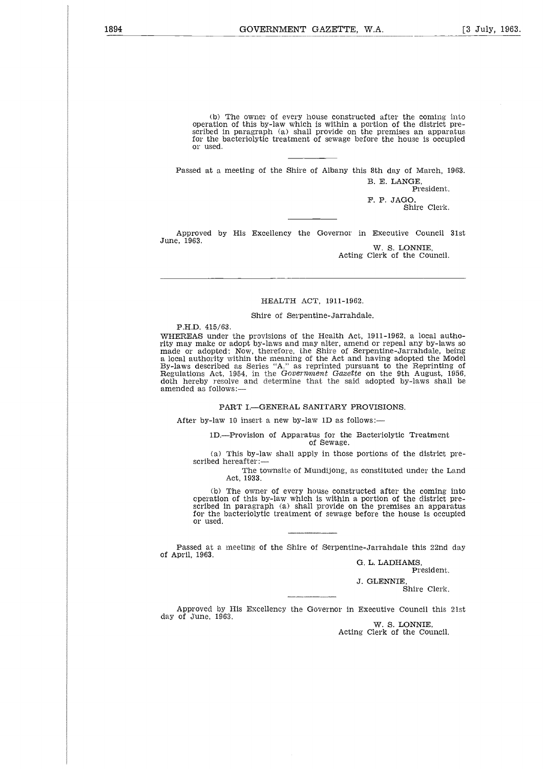(b) The owner of every house constructed after the coming into operation of this by-law which is within a portion of the district prescribed in paragraph (a) shall provide on the premises an apparatus for the bacteriolytic treatment of sewage before the house is occupied or used.

---

Passed at a meeting of the Shire of Albany this 8th day of March, 1963.

B. E. LANGE,
President.

F. P. JAGO,
Shire Clerk.

---

Approved by His Excellency the Governor in Executive Council 31st June, 1963.

W. S. LONNIE,
Acting Clerk of the Council.

---

## HEALTH ACT, 1911-1962.

### Shire of Serpentine-Jarrahdale.

P.H.D. 415/63.

WHEREAS under the provisions of the Health Act, 1911-1962, a local authority may make or adopt by-laws and may alter, amend or repeal any by-laws so made or adopted: Now, therefore, the Shire of Serpentine-Jarrahdale, being a local authority within the meaning of the Act and having adopted the Model By-laws described as Series "A," as reprinted pursuant to the Reprinting of Regulations Act, 1954, in the *Government Gazette* on the 9th August, 1956, doth hereby resolve and determine that the said adopted by-laws shall be amended as follows:—

### PART I.—GENERAL SANITARY PROVISIONS.

After by-law 10 insert a new by-law 1D as follows:—

1D.—Provision of Apparatus for the Bacteriolytic Treatment of Sewage.

(a) This by-law shall apply in those portions of the district prescribed hereafter:—

The townsite of Mundijong, as constituted under the Land Act, 1933.

(b) The owner of every house constructed after the coming into operation of this by-law which is within a portion of the district prescribed in paragraph (a) shall provide on the premises an apparatus for the bacteriolytic treatment of sewage before the house is occupied or used.

---

Passed at a meeting of the Shire of Serpentine-Jarrahdale this 22nd day of April, 1963.

G. L. LADHAMS,
President.

J. GLENNIE,
Shire Clerk.

---

Approved by His Excellency the Governor in Executive Council this 21st day of June, 1963.

W. S. LONNIE,
Acting Clerk of the Council.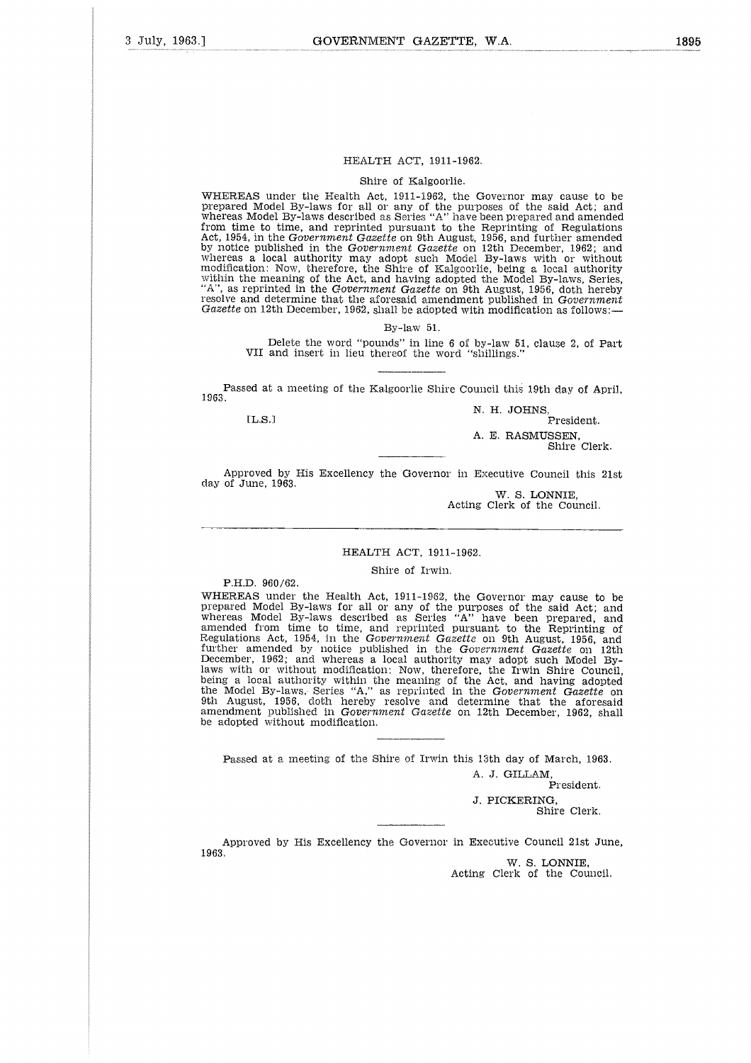## HEALTH ACT, 1911-1962.

### Shire of Kalgoorlie.

WHEREAS under the Health Act, 1911-1962, the Governor may cause to be prepared Model By-laws for all or any of the purposes of the said Act; and whereas Model By-laws described as Series "A" have been prepared and amended from time to time, and reprinted pursuant to the Reprinting of Regulations Act, 1954, in the *Government Gazette* on 9th August, 1956, and further amended by notice published in the *Government Gazette* on 12th December, 1962; and whereas a local authority may adopt such Model By-laws with or without modification: Now, therefore, the Shire of Kalgoorlie, being a local authority within the meaning of the Act, and having adopted the Model By-laws, Series, "A", as reprinted in the *Government Gazette* on 9th August, 1956, doth hereby resolve and determine that the aforesaid amendment published in *Government Gazette* on 12th December, 1962, shall be adopted with modification as follows:—

By-law 51.

Delete the word "pounds" in line 6 of by-law 51, clause 2, of Part VII and insert in lieu thereof the word "shillings."

---

Passed at a meeting of the Kalgoorlie Shire Council this 19th day of April, 1963.

[L.S.]

N. H. JOHNS,
President.

A. E. RASMUSSEN,
Shire Clerk.

---

Approved by His Excellency the Governor in Executive Council this 21st day of June, 1963.

W. S. LONNIE,
Acting Clerk of the Council.

---

## HEALTH ACT, 1911-1962.

### Shire of Irwin.

P.H.D. 960/62.

WHEREAS under the Health Act, 1911-1962, the Governor may cause to be prepared Model By-laws for all or any of the purposes of the said Act; and whereas Model By-laws described as Series "A" have been prepared, and amended from time to time, and reprinted pursuant to the Reprinting of Regulations Act, 1954, in the *Government Gazette* on 9th August, 1956, and further amended by notice published in the *Government Gazette* on 12th December, 1962; and whereas a local authority may adopt such Model By-laws with or without modification: Now, therefore, the Irwin Shire Council, being a local authority within the meaning of the Act, and having adopted the Model By-laws, Series "A," as reprinted in the *Government Gazette* on 9th August, 1956, doth hereby resolve and determine that the aforesaid amendment published in *Government Gazette* on 12th December, 1962, shall be adopted without modification.

---

Passed at a meeting of the Shire of Irwin this 13th day of March, 1963.

A. J. GILLAM,
President.

J. PICKERING,
Shire Clerk.

---

Approved by His Excellency the Governor in Executive Council 21st June, 1963.

W. S. LONNIE,
Acting Clerk of the Council.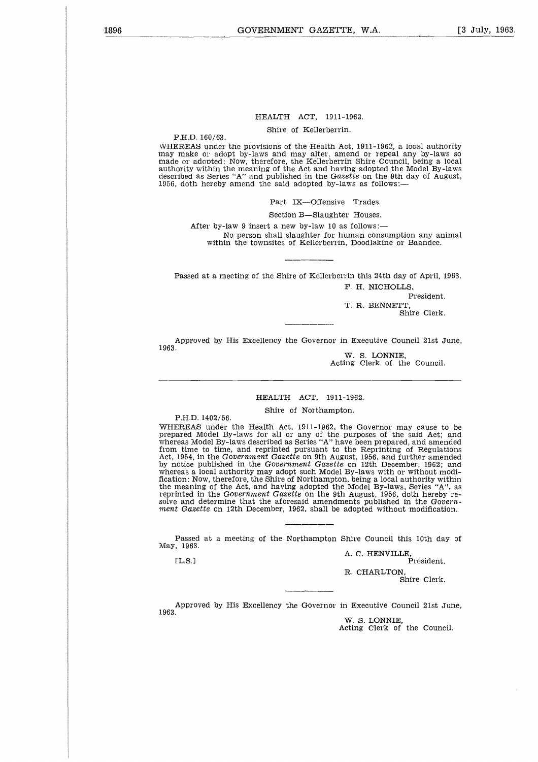## HEALTH ACT, 1911-1962.

### Shire of Kellerberrin.

P.H.D. 160/63.

WHEREAS under the provisions of the Health Act, 1911-1962, a local authority may make or adopt by-laws and may alter, amend or repeal any by-laws so made or adopted: Now, therefore, the Kellerberrin Shire Council, being a local authority within the meaning of the Act and having adopted the Model By-laws described as Series "A" and published in the *Gazette* on the 9th day of August, 1956, doth hereby amend the said adopted by-laws as follows:—

Part IX—Offensive Trades.

Section B—Slaughter Houses.

After by-law 9 insert a new by-law 10 as follows:—

No person shall slaughter for human consumption any animal within the townsites of Kellerberrin, Doodlakine or Baandee.

---

Passed at a meeting of the Shire of Kellerberrin this 24th day of April, 1963.

F. H. NICHOLLS,
President.

T. R. BENNETT,
Shire Clerk.

---

Approved by His Excellency the Governor in Executive Council 21st June, 1963.

W. S. LONNIE,
Acting Clerk of the Council.

---

## HEALTH ACT, 1911-1962.

### Shire of Northampton.

P.H.D. 1402/56.

WHEREAS under the Health Act, 1911-1962, the Governor may cause to be prepared Model By-laws for all or any of the purposes of the said Act; and whereas Model By-laws described as Series "A" have been prepared, and amended from time to time, and reprinted pursuant to the Reprinting of Regulations Act, 1954, in the *Government Gazette* on 9th August, 1956, and further amended by notice published in the *Government Gazette* on 12th December, 1962; and whereas a local authority may adopt such Model By-laws with or without modification: Now, therefore, the Shire of Northampton, being a local authority within the meaning of the Act, and having adopted the Model By-laws, Series "A", as reprinted in the *Government Gazette* on the 9th August, 1956, doth hereby resolve and determine that the aforesaid amendments published in the *Government Gazette* on 12th December, 1962, shall be adopted without modification.

---

Passed at a meeting of the Northampton Shire Council this 10th day of May, 1963.

[L.S.]

A. C. HENVILLE,
President.

R. CHARLTON,
Shire Clerk.

---

Approved by His Excellency the Governor in Executive Council 21st June, 1963.

W. S. LONNIE,
Acting Clerk of the Council.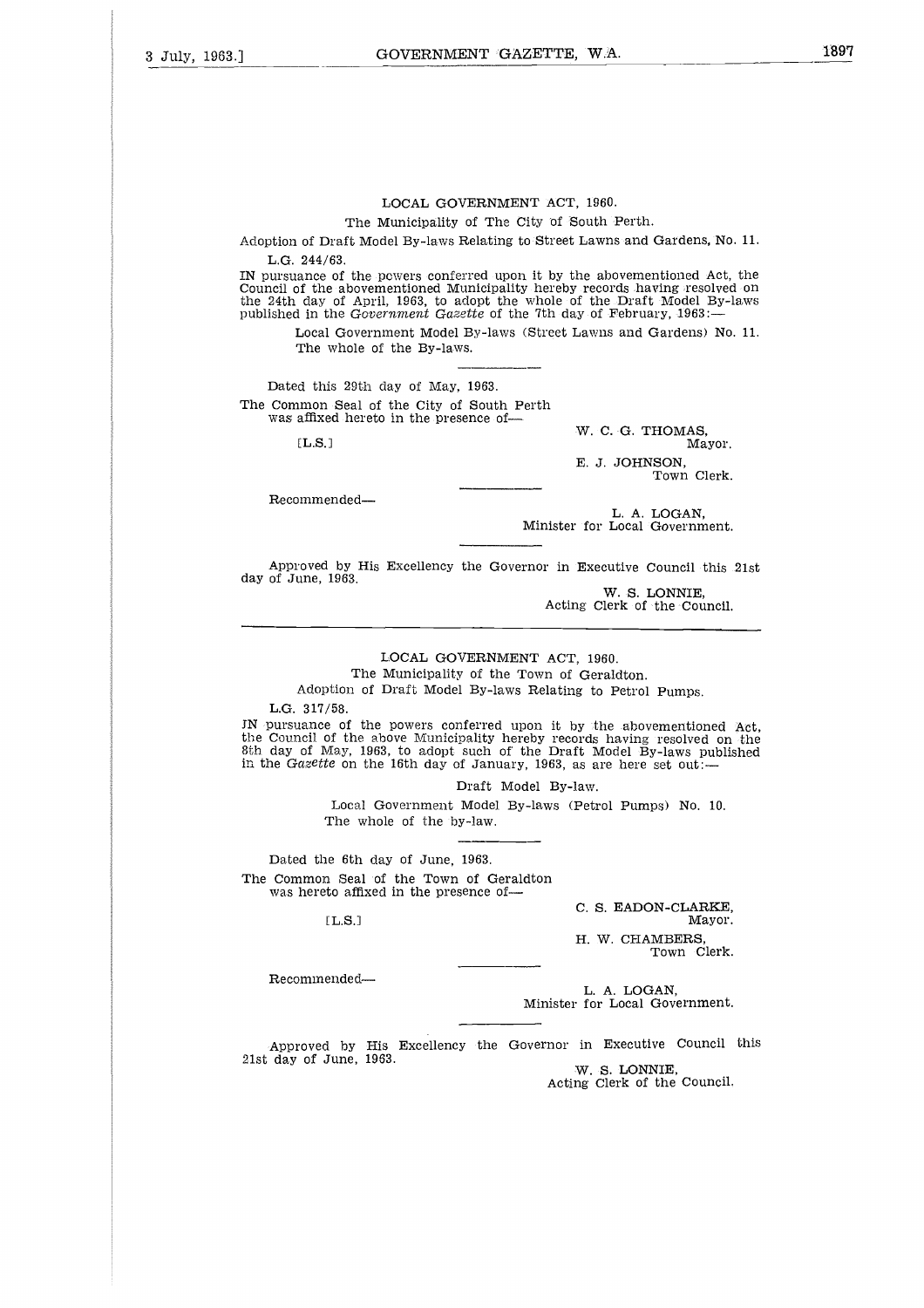LOCAL GOVERNMENT ACT, 1960.

The Municipality of The City of South Perth.

Adoption of Draft Model By-laws Relating to Street Lawns and Gardens, No. 11.

L.G. 244/63.

IN pursuance of the powers conferred upon it by the abovementioned Act, the Council of the abovementioned Municipality hereby records having resolved on the 24th day of April, 1963, to adopt the whole of the Draft Model By-laws published in the *Government Gazette* of the 7th day of February, 1963:—

Local Government Model By-laws (Street Lawns and Gardens) No. 11. The whole of the By-laws.

Dated this 29th day of May, 1963.

The Common Seal of the City of South Perth was affixed hereto in the presence of—

[L.S.]

W. C. G. THOMAS,
Mayor.

E. J. JOHNSON,
Town Clerk.

Recommended—

L. A. LOGAN,
Minister for Local Government.

Approved by His Excellency the Governor in Executive Council this 21st day of June, 1963.

W. S. LONNIE,
Acting Clerk of the Council.

---

LOCAL GOVERNMENT ACT, 1960.

The Municipality of the Town of Geraldton.

Adoption of Draft Model By-laws Relating to Petrol Pumps.

L.G. 317/58.

IN pursuance of the powers conferred upon it by the abovementioned Act, the Council of the above Municipality hereby records having resolved on the 8th day of May, 1963, to adopt such of the Draft Model By-laws published in the *Gazette* on the 16th day of January, 1963, as are here set out:—

Draft Model By-law.

Local Government Model By-laws (Petrol Pumps) No. 10. The whole of the by-law.

Dated the 6th day of June, 1963.

The Common Seal of the Town of Geraldton was hereto affixed in the presence of—

[L.S.]

C. S. EADON-CLARKE,
Mayor.

H. W. CHAMBERS,
Town Clerk.

Recommended—

L. A. LOGAN,
Minister for Local Government.

Approved by His Excellency the Governor in Executive Council this 21st day of June, 1963.

W. S. LONNIE,
Acting Clerk of the Council.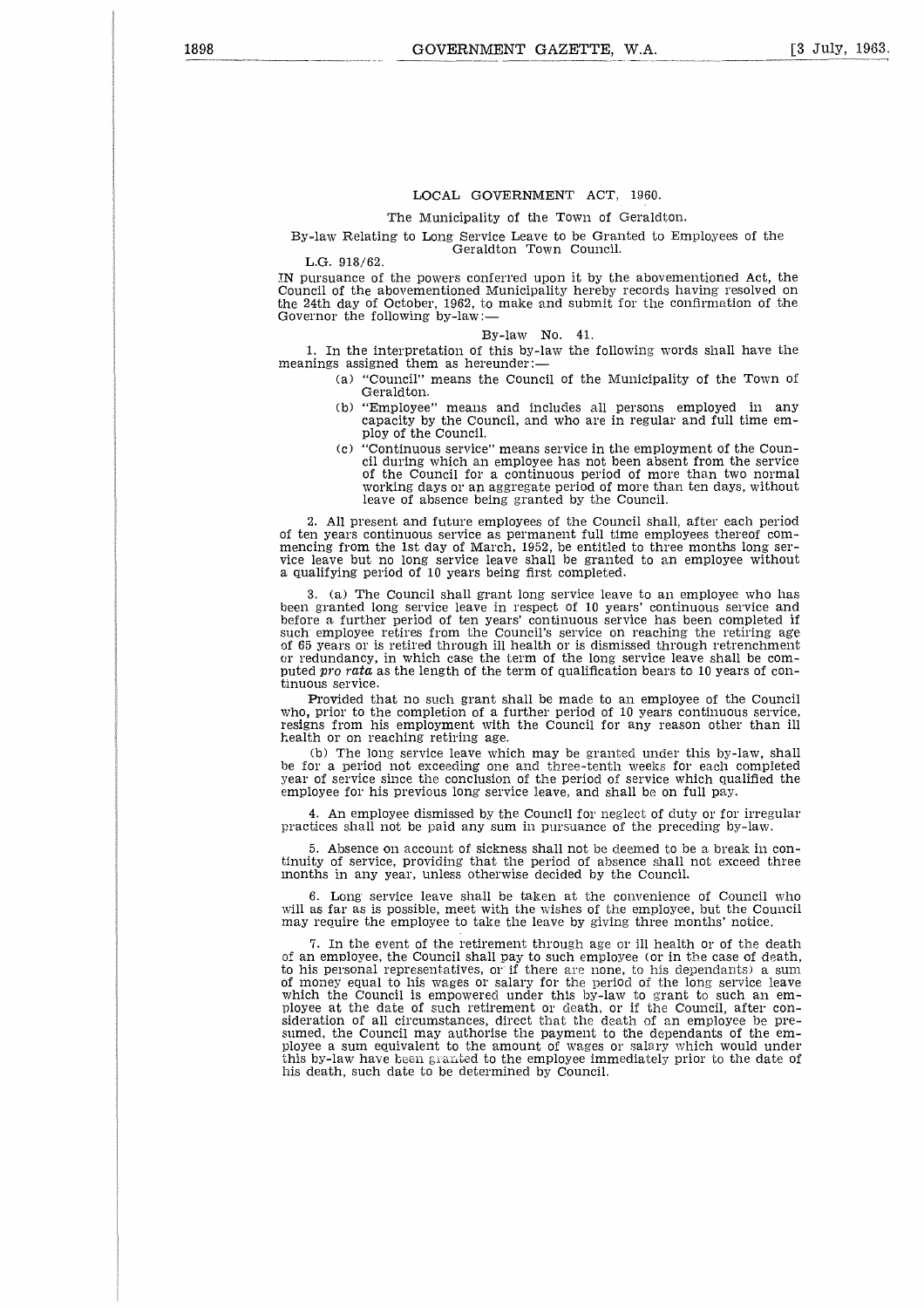## LOCAL GOVERNMENT ACT, 1960.

The Municipality of the Town of Geraldton.

By-law Relating to Long Service Leave to be Granted to Employees of the Geraldton Town Council.

L.G. 918/62.

IN pursuance of the powers conferred upon it by the abovementioned Act, the Council of the abovementioned Municipality hereby records having resolved on the 24th day of October, 1962, to make and submit for the confirmation of the Governor the following by-law:—

### By-law No. 41.

1. In the interpretation of this by-law the following words shall have the meanings assigned them as hereunder:—
   - (a) "Council" means the Council of the Municipality of the Town of Geraldton.
   - (b) "Employee" means and includes all persons employed in any capacity by the Council, and who are in regular and full time employ of the Council.
   - (c) "Continuous service" means service in the employment of the Council during which an employee has not been absent from the service of the Council for a continuous period of more than two normal working days or an aggregate period of more than ten days, without leave of absence being granted by the Council.

2. All present and future employees of the Council shall, after each period of ten years continuous service as permanent full time employees thereof commencing from the 1st day of March, 1952, be entitled to three months long service leave but no long service leave shall be granted to an employee without a qualifying period of 10 years being first completed.

3. (a) The Council shall grant long service leave to an employee who has been granted long service leave in respect of 10 years' continuous service and before a further period of ten years' continuous service has been completed if such employee retires from the Council's service on reaching the retiring age of 65 years or is retired through ill health or is dismissed through retrenchment or redundancy, in which case the term of the long service leave shall be computed *pro rata* as the length of the term of qualification bears to 10 years of continuous service.

Provided that no such grant shall be made to an employee of the Council who, prior to the completion of a further period of 10 years continuous service, resigns from his employment with the Council for any reason other than ill health or on reaching retiring age.

(b) The long service leave which may be granted under this by-law, shall be for a period not exceeding one and three-tenth weeks for each completed year of service since the conclusion of the period of service which qualified the employee for his previous long service leave, and shall be on full pay.

4. An employee dismissed by the Council for neglect of duty or for irregular practices shall not be paid any sum in pursuance of the preceding by-law.

5. Absence on account of sickness shall not be deemed to be a break in continuity of service, providing that the period of absence shall not exceed three months in any year, unless otherwise decided by the Council.

6. Long service leave shall be taken at the convenience of Council who will as far as is possible, meet with the wishes of the employee, but the Council may require the employee to take the leave by giving three months' notice.

7. In the event of the retirement through age or ill health or of the death of an employee, the Council shall pay to such employee (or in the case of death, to his personal representatives, or if there are none, to his dependants) a sum of money equal to his wages or salary for the period of the long service leave which the Council is empowered under this by-law to grant to such an employee at the date of such retirement or death, or if the Council, after consideration of all circumstances, direct that the death of an employee be presumed, the Council may authorise the payment to the dependants of the employee a sum equivalent to the amount of wages or salary which would under this by-law have been granted to the employee immediately prior to the date of his death, such date to be determined by Council.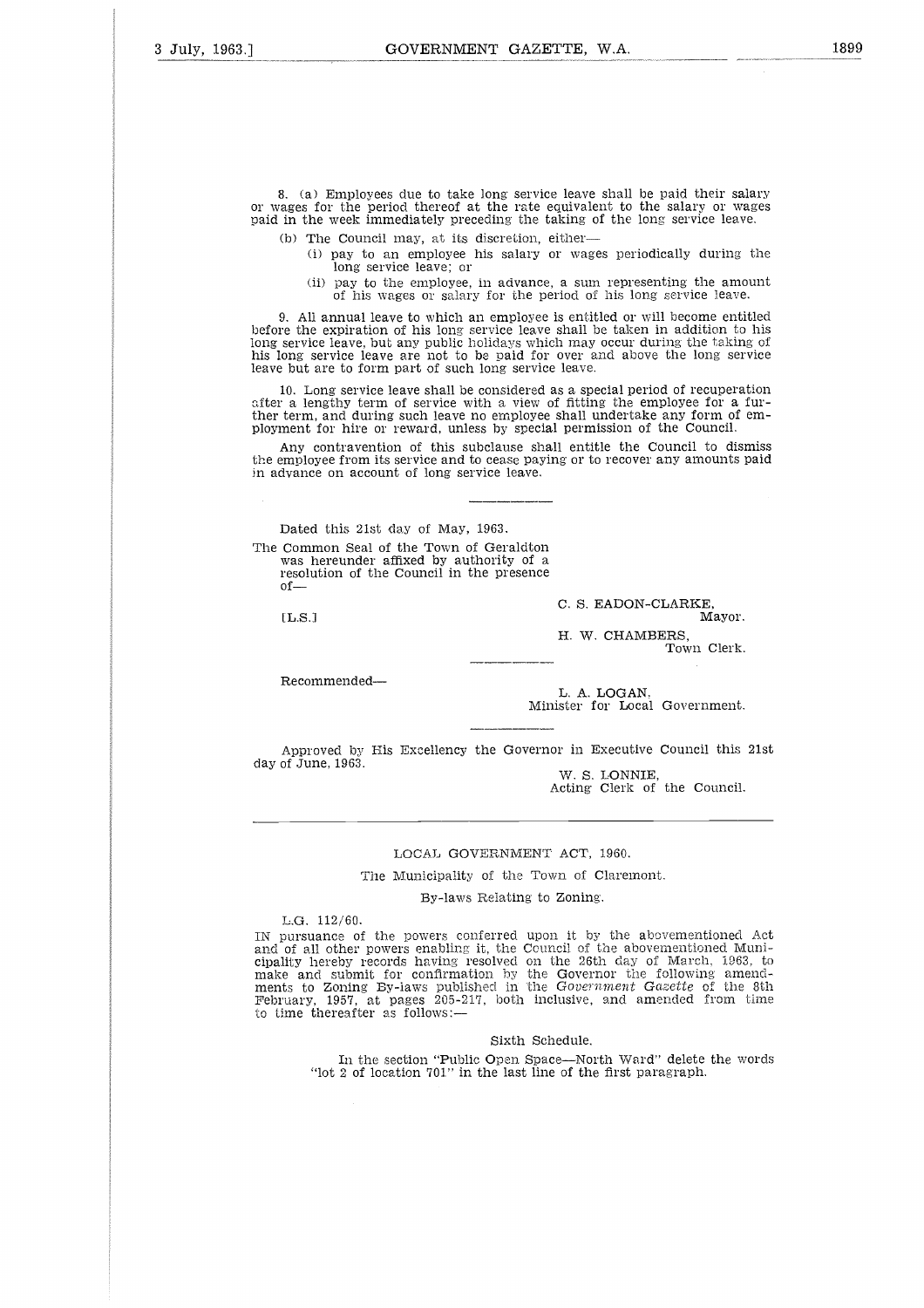8. (a) Employees due to take long service leave shall be paid their salary or wages for the period thereof at the rate equivalent to the salary or wages paid in the week immediately preceding the taking of the long service leave.

(b) The Council may, at its discretion, either—

(i) pay to an employee his salary or wages periodically during the long service leave; or

(ii) pay to the employee, in advance, a sum representing the amount of his wages or salary for the period of his long service leave.

9. All annual leave to which an employee is entitled or will become entitled before the expiration of his long service leave shall be taken in addition to his long service leave, but any public holidays which may occur during the taking of his long service leave are not to be paid for over and above the long service leave but are to form part of such long service leave.

10. Long service leave shall be considered as a special period of recuperation after a lengthy term of service with a view of fitting the employee for a further term, and during such leave no employee shall undertake any form of employment for hire or reward, unless by special permission of the Council.

Any contravention of this subclause shall entitle the Council to dismiss the employee from its service and to cease paying or to recover any amounts paid in advance on account of long service leave.

---

Dated this 21st day of May, 1963.

The Common Seal of the Town of Geraldton was hereunder affixed by authority of a resolution of the Council in the presence of—

[L.S.]

C. S. EADON-CLARKE,
Mayor.

H. W. CHAMBERS,
Town Clerk.

---

Recommended—

L. A. LOGAN,
Minister for Local Government.

---

Approved by His Excellency the Governor in Executive Council this 21st day of June, 1963.

W. S. LONNIE,
Acting Clerk of the Council.

---

LOCAL GOVERNMENT ACT, 1960.

The Municipality of the Town of Claremont.

By-laws Relating to Zoning.

L.G. 112/60.

IN pursuance of the powers conferred upon it by the abovementioned Act and of all other powers enabling it, the Council of the abovementioned Municipality hereby records having resolved on the 26th day of March, 1963, to make and submit for confirmation by the Governor the following amendments to Zoning By-laws published in the *Government Gazette* of the 8th February, 1957, at pages 205-217, both inclusive, and amended from time to time thereafter as follows:—

Sixth Schedule.

In the section "Public Open Space—North Ward" delete the words "lot 2 of location 701" in the last line of the first paragraph.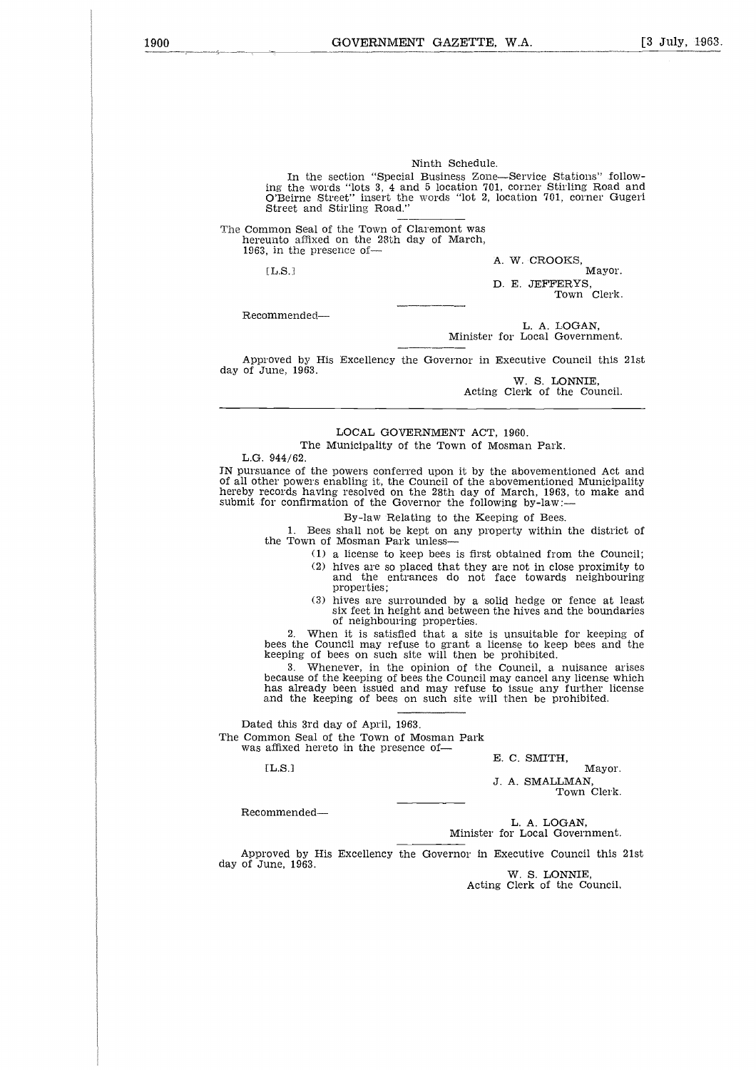Ninth Schedule.

In the section "Special Business Zone—Service Stations" following the words "lots 3, 4 and 5 location 701, corner Stirling Road and O'Beirne Street" insert the words "lot 2, location 701, corner Gugeri Street and Stirling Road."

The Common Seal of the Town of Claremont was hereunto affixed on the 28th day of March, 1963, in the presence of—

[L.S.]

A. W. CROOKS,
Mayor.

D. E. JEFFERYS,
Town Clerk.

Recommended—

L. A. LOGAN,
Minister for Local Government.

Approved by His Excellency the Governor in Executive Council this 21st day of June, 1963.

W. S. LONNIE,
Acting Clerk of the Council.

---

LOCAL GOVERNMENT ACT, 1960.

The Municipality of the Town of Mosman Park.

L.G. 944/62.

IN pursuance of the powers conferred upon it by the abovementioned Act and of all other powers enabling it, the Council of the abovementioned Municipality hereby records having resolved on the 28th day of March, 1963, to make and submit for confirmation of the Governor the following by-law:—

By-law Relating to the Keeping of Bees.

1. Bees shall not be kept on any property within the district of the Town of Mosman Park unless—

(1) a license to keep bees is first obtained from the Council;

(2) hives are so placed that they are not in close proximity to and the entrances do not face towards neighbouring properties;

(3) hives are surrounded by a solid hedge or fence at least six feet in height and between the hives and the boundaries of neighbouring properties.

2. When it is satisfied that a site is unsuitable for keeping of bees the Council may refuse to grant a license to keep bees and the keeping of bees on such site will then be prohibited.

3. Whenever, in the opinion of the Council, a nuisance arises because of the keeping of bees the Council may cancel any license which has already been issued and may refuse to issue any further license and the keeping of bees on such site will then be prohibited.

Dated this 3rd day of April, 1963.

The Common Seal of the Town of Mosman Park was affixed hereto in the presence of—

[L.S.]

E. C. SMITH,
Mayor.

J. A. SMALLMAN,
Town Clerk.

Recommended—

L. A. LOGAN,
Minister for Local Government.

Approved by His Excellency the Governor in Executive Council this 21st day of June, 1963.

W. S. LONNIE,
Acting Clerk of the Council.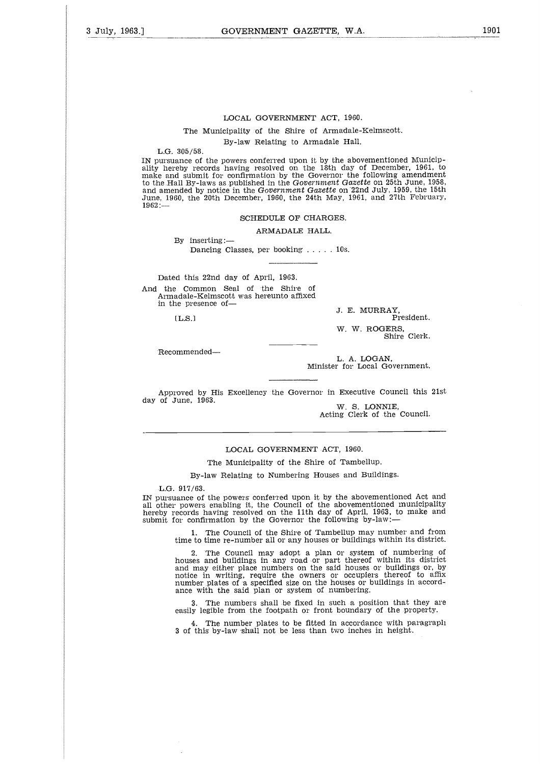## LOCAL GOVERNMENT ACT, 1960.

The Municipality of the Shire of Armadale-Kelmscott.

By-law Relating to Armadale Hall.

L.G. 305/58.

IN pursuance of the powers conferred upon it by the abovementioned Municipality hereby records having resolved on the 18th day of December, 1961, to make and submit for confirmation by the Governor the following amendment to the Hall By-laws as published in the *Government Gazette* on 25th June, 1958, and amended by notice in the *Government Gazette* on 22nd July, 1959, the 15th June, 1960, the 20th December, 1960, the 24th May, 1961, and 27th February, 1962:—

SCHEDULE OF CHARGES.

ARMADALE HALL.

By inserting:—

Dancing Classes, per booking . . . . . 10s.

Dated this 22nd day of April, 1963.

And the Common Seal of the Shire of Armadale-Kelmscott was hereunto affixed in the presence of—

[L.S.]

J. E. MURRAY,
President.

W. W. ROGERS,
Shire Clerk.

Recommended—

L. A. LOGAN,
Minister for Local Government.

Approved by His Excellency the Governor in Executive Council this 21st day of June, 1963.

W. S. LONNIE,
Acting Clerk of the Council.

---

## LOCAL GOVERNMENT ACT, 1960.

The Municipality of the Shire of Tambellup.

By-law Relating to Numbering Houses and Buildings.

L.G. 917/63.

IN pursuance of the powers conferred upon it by the abovementioned Act and all other powers enabling it, the Council of the abovementioned municipality hereby records having resolved on the 11th day of April, 1963, to make and submit for confirmation by the Governor the following by-law:—

1. The Council of the Shire of Tambellup may number and from time to time re-number all or any houses or buildings within its district.

2. The Council may adopt a plan or system of numbering of houses and buildings in any road or part thereof within its district and may either place numbers on the said houses or buildings or, by notice in writing, require the owners or occupiers thereof to affix number plates of a specified size on the houses or buildings in accordance with the said plan or system of numbering.

3. The numbers shall be fixed in such a position that they are easily legible from the footpath or front boundary of the property.

4. The number plates to be fitted in accordance with paragraph 3 of this by-law shall not be less than two inches in height.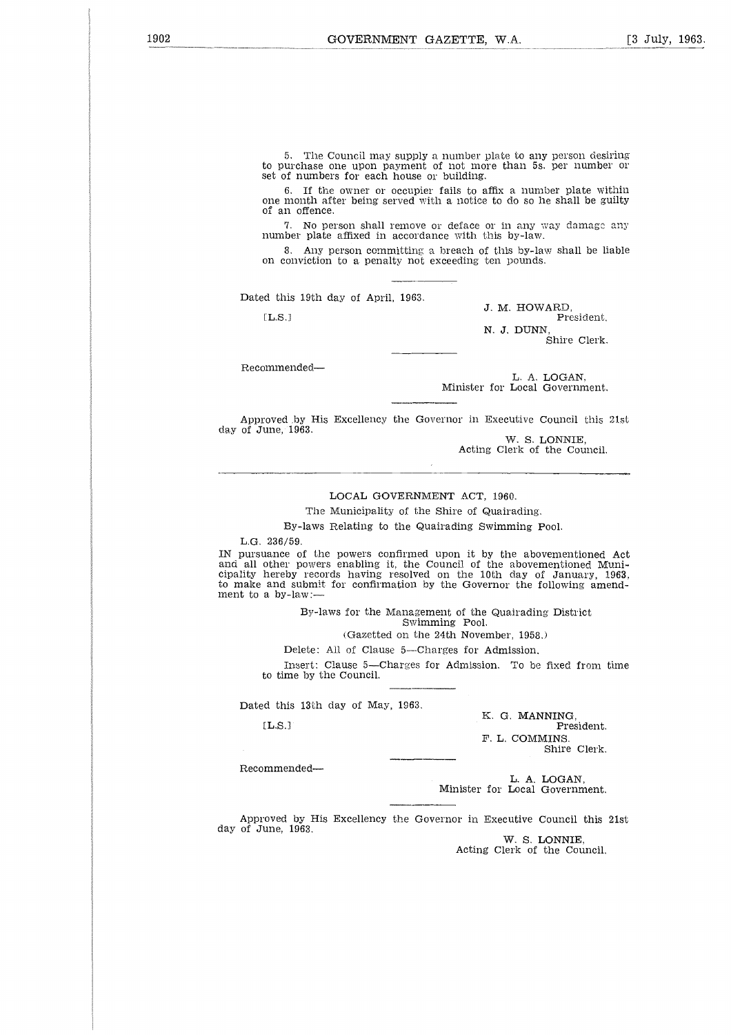5. The Council may supply a number plate to any person desiring to purchase one upon payment of not more than 5s. per number or set of numbers for each house or building.

6. If the owner or occupier fails to affix a number plate within one month after being served with a notice to do so he shall be guilty of an offence.

7. No person shall remove or deface or in any way damage any number plate affixed in accordance with this by-law.

8. Any person committing a breach of this by-law shall be liable on conviction to a penalty not exceeding ten pounds.

Dated this 19th day of April, 1963.

[L.S.]

J. M. HOWARD,
President.

N. J. DUNN,
Shire Clerk.

Recommended—

L. A. LOGAN,
Minister for Local Government.

Approved by His Excellency the Governor in Executive Council this 21st day of June, 1963.

W. S. LONNIE,
Acting Clerk of the Council.

---

LOCAL GOVERNMENT ACT, 1960.

The Municipality of the Shire of Quairading.

By-laws Relating to the Quairading Swimming Pool.

L.G. 236/59.

IN pursuance of the powers confirmed upon it by the abovementioned Act and all other powers enabling it, the Council of the abovementioned Municipality hereby records having resolved on the 10th day of January, 1963, to make and submit for confirmation by the Governor the following amendment to a by-law:—

By-laws for the Management of the Quairading District Swimming Pool.

(Gazetted on the 24th November, 1958.)

Delete: All of Clause 5—Charges for Admission.

Insert: Clause 5—Charges for Admission. To be fixed from time to time by the Council.

Dated this 13th day of May, 1963.

[L.S.]

K. G. MANNING,
President.

F. L. COMMINS.
Shire Clerk.

Recommended—

L. A. LOGAN,
Minister for Local Government.

Approved by His Excellency the Governor in Executive Council this 21st day of June, 1963.

W. S. LONNIE,
Acting Clerk of the Council.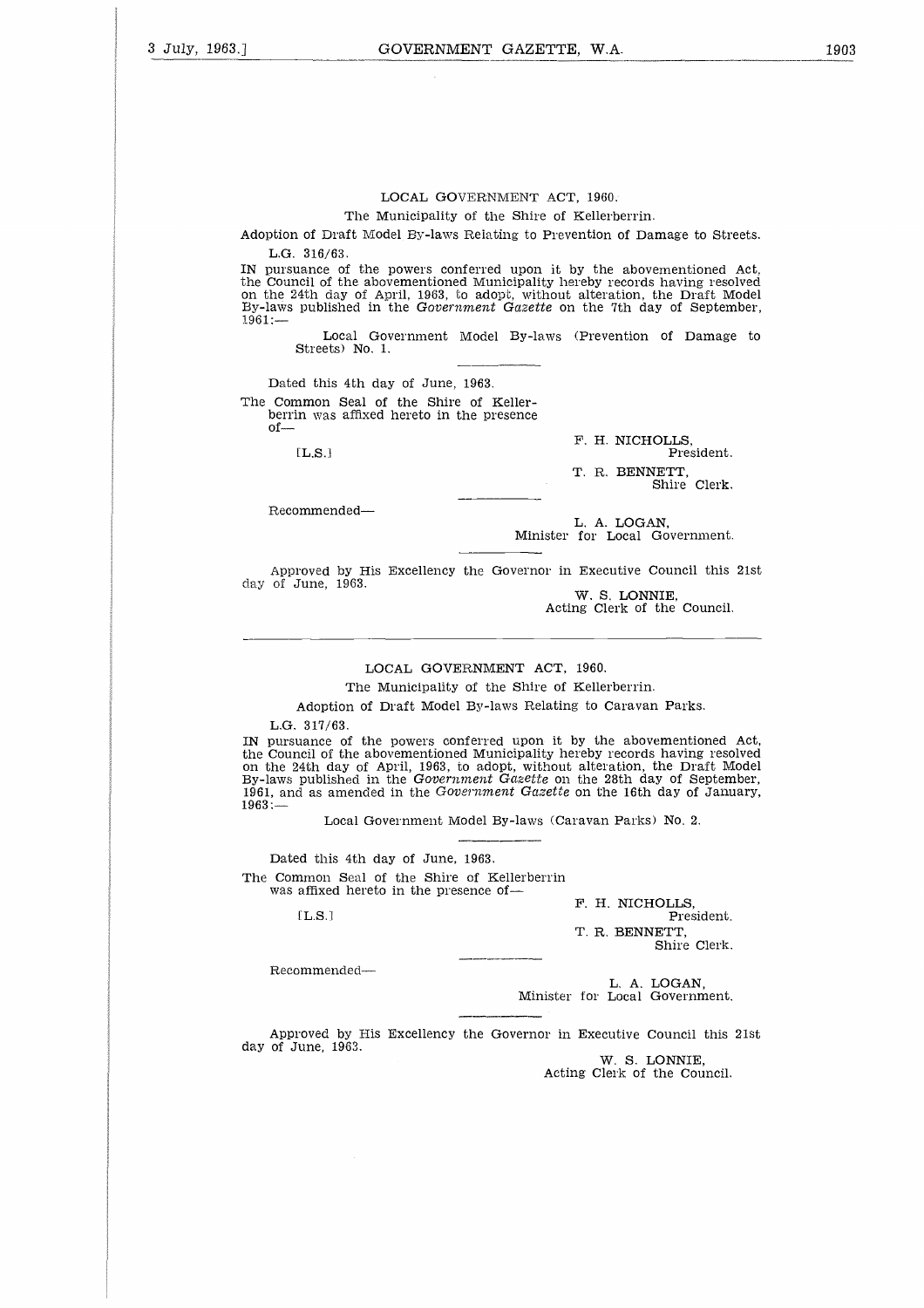LOCAL GOVERNMENT ACT, 1960.

The Municipality of the Shire of Kellerberrin.

Adoption of Draft Model By-laws Relating to Prevention of Damage to Streets.

L.G. 316/63.

IN pursuance of the powers conferred upon it by the abovementioned Act, the Council of the abovementioned Municipality hereby records having resolved on the 24th day of April, 1963, to adopt, without alteration, the Draft Model By-laws published in the *Government Gazette* on the 7th day of September, 1961:—

Local Government Model By-laws (Prevention of Damage to Streets) No. 1.

Dated this 4th day of June, 1963.

The Common Seal of the Shire of Kellerberrin was affixed hereto in the presence of—

[L.S.]

F. H. NICHOLLS,
President.

T. R. BENNETT,
Shire Clerk.

Recommended—

L. A. LOGAN,
Minister for Local Government.

Approved by His Excellency the Governor in Executive Council this 21st day of June, 1963.

W. S. LONNIE,
Acting Clerk of the Council.

---

LOCAL GOVERNMENT ACT, 1960.

The Municipality of the Shire of Kellerberrin.

Adoption of Draft Model By-laws Relating to Caravan Parks.

L.G. 317/63.

IN pursuance of the powers conferred upon it by the abovementioned Act, the Council of the abovementioned Municipality hereby records having resolved on the 24th day of April, 1963, to adopt, without alteration, the Draft Model By-laws published in the *Government Gazette* on the 28th day of September, 1961, and as amended in the *Government Gazette* on the 16th day of January, 1963:—

Local Government Model By-laws (Caravan Parks) No. 2.

Dated this 4th day of June, 1963.

The Common Seal of the Shire of Kellerberrin was affixed hereto in the presence of—

[L.S.]

F. H. NICHOLLS,
President.

T. R. BENNETT,
Shire Clerk.

Recommended—

L. A. LOGAN,
Minister for Local Government.

Approved by His Excellency the Governor in Executive Council this 21st day of June, 1963.

W. S. LONNIE,
Acting Clerk of the Council.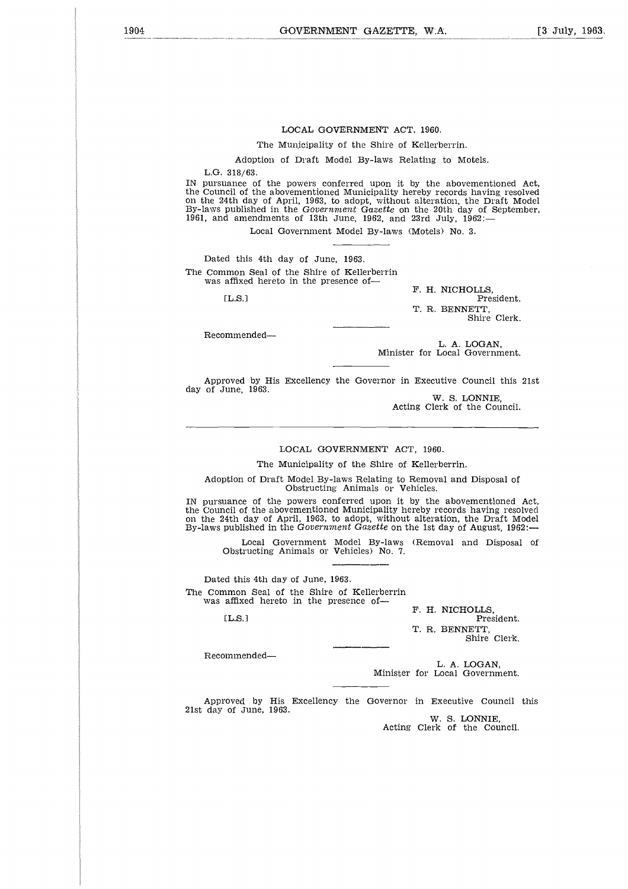LOCAL GOVERNMENT ACT, 1960.

The Municipality of the Shire of Kellerberrin.

Adoption of Draft Model By-laws Relating to Motels.

L.G. 318/63.

IN pursuance of the powers conferred upon it by the abovementioned Act, the Council of the abovementioned Municipality hereby records having resolved on the 24th day of April, 1963, to adopt, without alteration, the Draft Model By-laws published in the *Government Gazette* on the 20th day of September, 1961, and amendments of 13th June, 1962, and 23rd July, 1962:—

Local Government Model By-laws (Motels) No. 3.

---

Dated this 4th day of June, 1963.

The Common Seal of the Shire of Kellerberrin was affixed hereto in the presence of—

[L.S.]

F. H. NICHOLLS,
President.

T. R. BENNETT,
Shire Clerk.

---

Recommended—

L. A. LOGAN,
Minister for Local Government.

---

Approved by His Excellency the Governor in Executive Council this 21st day of June, 1963.

W. S. LONNIE,
Acting Clerk of the Council.

---

LOCAL GOVERNMENT ACT, 1960.

The Municipality of the Shire of Kellerberrin.

Adoption of Draft Model By-laws Relating to Removal and Disposal of Obstructing Animals or Vehicles.

IN pursuance of the powers conferred upon it by the abovementioned Act, the Council of the abovementioned Municipality hereby records having resolved on the 24th day of April, 1963, to adopt, without alteration, the Draft Model By-laws published in the *Government Gazette* on the 1st day of August, 1962:—

Local Government Model By-laws (Removal and Disposal of Obstructing Animals or Vehicles) No. 7.

---

Dated this 4th day of June, 1963.

The Common Seal of the Shire of Kellerberrin was affixed hereto in the presence of—

[L.S.]

F. H. NICHOLLS,
President.

T. R. BENNETT,
Shire Clerk.

---

Recommended—

L. A. LOGAN,
Minister for Local Government.

---

Approved by His Excellency the Governor in Executive Council this 21st day of June, 1963.

W. S. LONNIE,
Acting Clerk of the Council.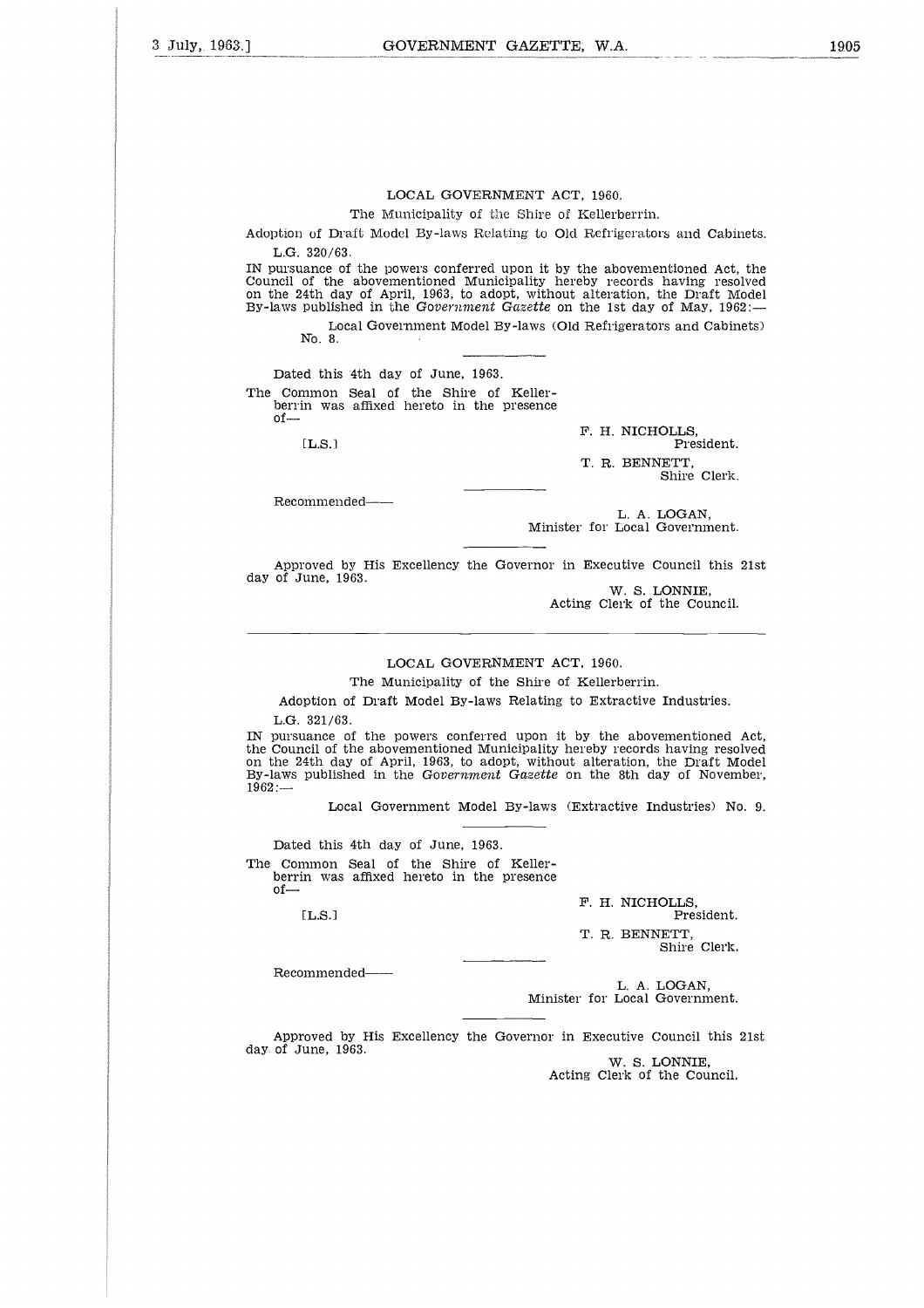## LOCAL GOVERNMENT ACT, 1960.

The Municipality of the Shire of Kellerberrin.

Adoption of Draft Model By-laws Relating to Old Refrigerators and Cabinets.

L.G. 320/63.

IN pursuance of the powers conferred upon it by the abovementioned Act, the Council of the abovementioned Municipality hereby records having resolved on the 24th day of April, 1963, to adopt, without alteration, the Draft Model By-laws published in the *Government Gazette* on the 1st day of May, 1962:—

Local Government Model By-laws (Old Refrigerators and Cabinets) No. 8.

Dated this 4th day of June, 1963.

The Common Seal of the Shire of Kellerberrin was affixed hereto in the presence of—

[L.S.]

F. H. NICHOLLS,
President.

T. R. BENNETT,
Shire Clerk.

Recommended—

L. A. LOGAN,
Minister for Local Government.

Approved by His Excellency the Governor in Executive Council this 21st day of June, 1963.

W. S. LONNIE,
Acting Clerk of the Council.

---

## LOCAL GOVERNMENT ACT, 1960.

The Municipality of the Shire of Kellerberrin.

Adoption of Draft Model By-laws Relating to Extractive Industries.

L.G. 321/63.

IN pursuance of the powers conferred upon it by the abovementioned Act, the Council of the abovementioned Municipality hereby records having resolved on the 24th day of April, 1963, to adopt, without alteration, the Draft Model By-laws published in the *Government Gazette* on the 8th day of November, 1962:—

Local Government Model By-laws (Extractive Industries) No. 9.

Dated this 4th day of June, 1963.

The Common Seal of the Shire of Kellerberrin was affixed hereto in the presence of—

[L.S.]

F. H. NICHOLLS,
President.

T. R. BENNETT,
Shire Clerk.

Recommended—

L. A. LOGAN,
Minister for Local Government.

Approved by His Excellency the Governor in Executive Council this 21st day of June, 1963.

W. S. LONNIE,
Acting Clerk of the Council.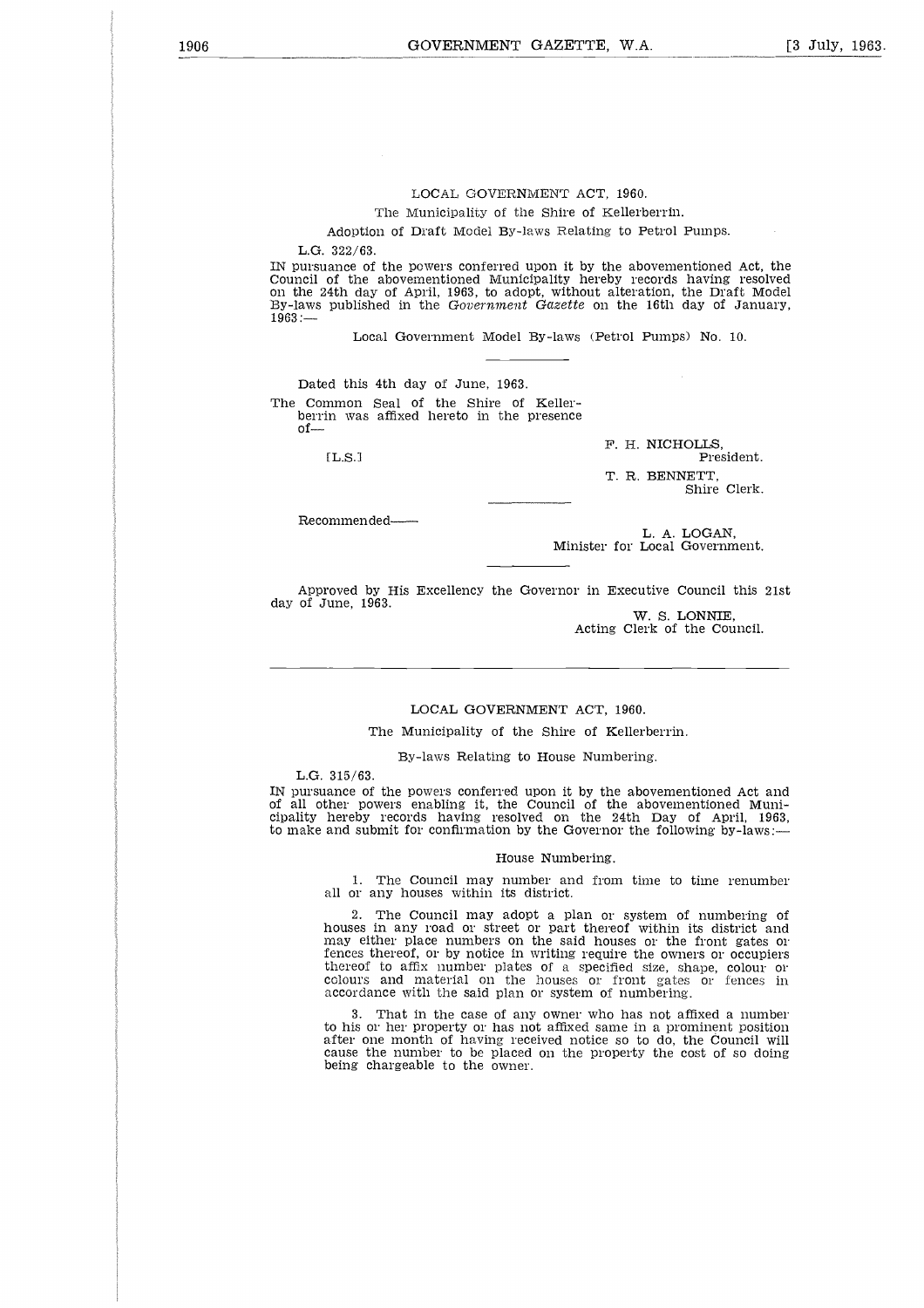LOCAL GOVERNMENT ACT, 1960.

The Municipality of the Shire of Kellerberrin.

Adoption of Draft Model By-laws Relating to Petrol Pumps.

L.G. 322/63.

IN pursuance of the powers conferred upon it by the abovementioned Act, the Council of the abovementioned Municipality hereby records having resolved on the 24th day of April, 1963, to adopt, without alteration, the Draft Model By-laws published in the *Government Gazette* on the 16th day of January, 1963:—

Local Government Model By-laws (Petrol Pumps) No. 10.

---

Dated this 4th day of June, 1963.

The Common Seal of the Shire of Kellerberrin was affixed hereto in the presence of—

[L.S.]

F. H. NICHOLLS,
President.

T. R. BENNETT,
Shire Clerk.

---

Recommended—

L. A. LOGAN,
Minister for Local Government.

---

Approved by His Excellency the Governor in Executive Council this 21st day of June, 1963.

W. S. LONNIE,
Acting Clerk of the Council.

---

LOCAL GOVERNMENT ACT, 1960.

The Municipality of the Shire of Kellerberrin.

By-laws Relating to House Numbering.

L.G. 315/63.

IN pursuance of the powers conferred upon it by the abovementioned Act and of all other powers enabling it, the Council of the abovementioned Municipality hereby records having resolved on the 24th Day of April, 1963, to make and submit for confirmation by the Governor the following by-laws:—

House Numbering.

1. The Council may number and from time to time renumber all or any houses within its district.

2. The Council may adopt a plan or system of numbering of houses in any road or street or part thereof within its district and may either place numbers on the said houses or the front gates or fences thereof, or by notice in writing require the owners or occupiers thereof to affix number plates of a specified size, shape, colour or colours and material on the houses or front gates or fences in accordance with the said plan or system of numbering.

3. That in the case of any owner who has not affixed a number to his or her property or has not affixed same in a prominent position after one month of having received notice so to do, the Council will cause the number to be placed on the property the cost of so doing being chargeable to the owner.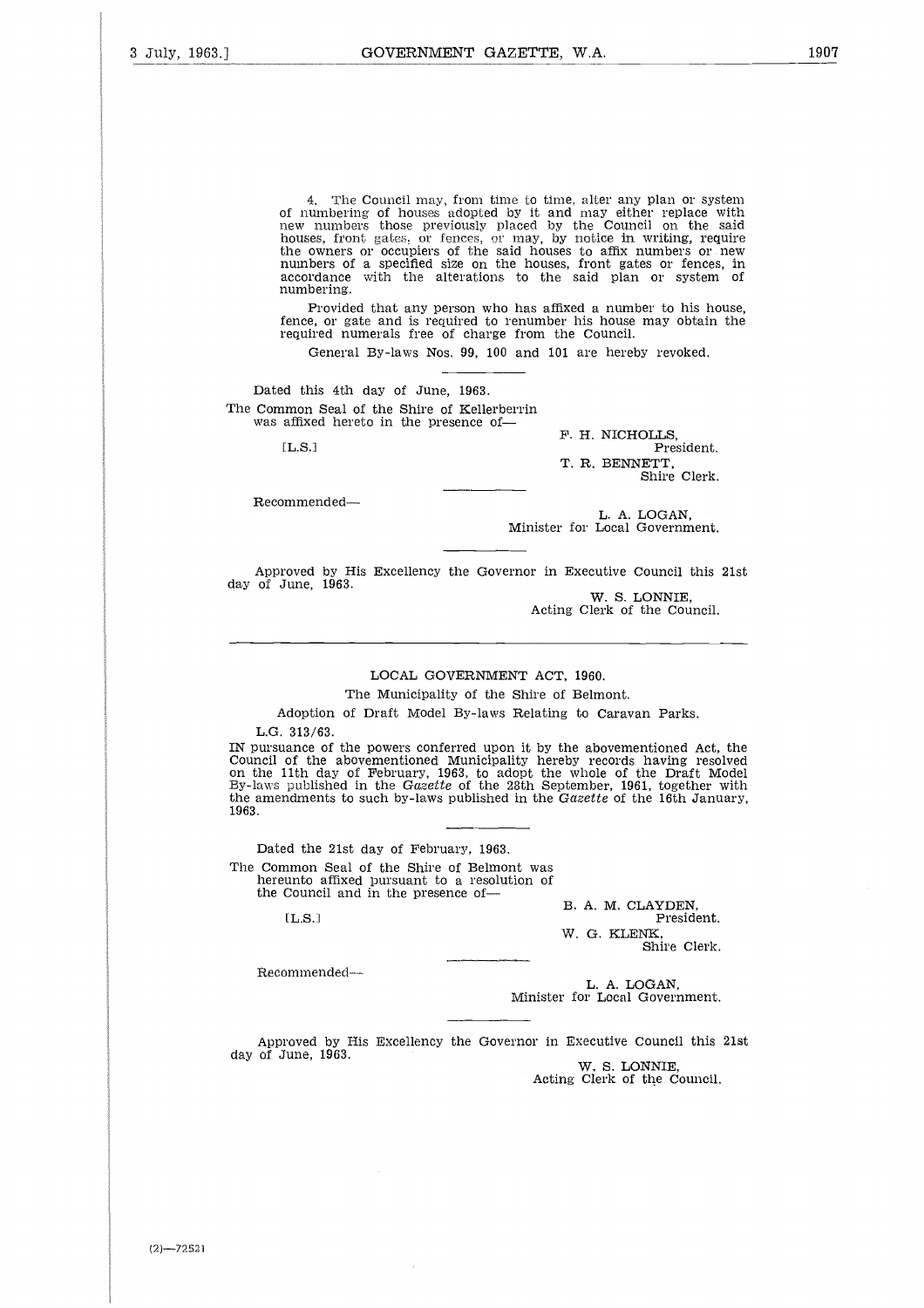4. The Council may, from time to time, alter any plan or system of numbering of houses adopted by it and may either replace with new numbers those previously placed by the Council on the said houses, front gates, or fences, or may, by notice in writing, require the owners or occupiers of the said houses to affix numbers or new numbers of a specified size on the houses, front gates or fences, in accordance with the alterations to the said plan or system of numbering.

Provided that any person who has affixed a number to his house, fence, or gate and is required to renumber his house may obtain the required numerals free of charge from the Council.

General By-laws Nos. 99, 100 and 101 are hereby revoked.

---

Dated this 4th day of June, 1963.

The Common Seal of the Shire of Kellerberrin was affixed hereto in the presence of—

[L.S.]

F. H. NICHOLLS,
President.

T. R. BENNETT,
Shire Clerk.

---

Recommended—

L. A. LOGAN,
Minister for Local Government.

---

Approved by His Excellency the Governor in Executive Council this 21st day of June, 1963.

W. S. LONNIE,
Acting Clerk of the Council.

---

## LOCAL GOVERNMENT ACT, 1960.

The Municipality of the Shire of Belmont.

Adoption of Draft Model By-laws Relating to Caravan Parks.

L.G. 313/63.

IN pursuance of the powers conferred upon it by the abovementioned Act, the Council of the abovementioned Municipality hereby records having resolved on the 11th day of February, 1963, to adopt the whole of the Draft Model By-laws published in the *Gazette* of the 28th September, 1961, together with the amendments to such by-laws published in the *Gazette* of the 16th January, 1963.

---

Dated the 21st day of February, 1963.

The Common Seal of the Shire of Belmont was hereunto affixed pursuant to a resolution of the Council and in the presence of—

[L.S.]

B. A. M. CLAYDEN,
President.

W. G. KLENK,
Shire Clerk.

---

Recommended—

L. A. LOGAN,
Minister for Local Government.

---

Approved by His Excellency the Governor in Executive Council this 21st day of June, 1963.

W. S. LONNIE,
Acting Clerk of the Council.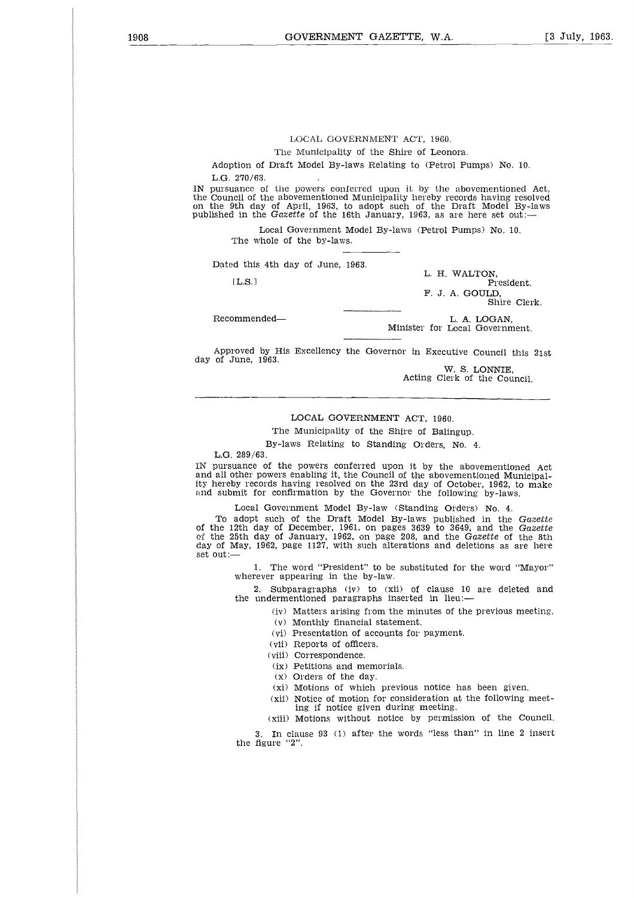LOCAL GOVERNMENT ACT, 1960.

The Municipality of the Shire of Leonora.

Adoption of Draft Model By-laws Relating to (Petrol Pumps) No. 10.

L.G. 270/63.

IN pursuance of the powers conferred upon it by the abovementioned Act, the Council of the abovementioned Municipality hereby records having resolved on the 9th day of April, 1963, to adopt such of the Draft Model By-laws published in the *Gazette* of the 16th January, 1963, as are here set out:—

Local Government Model By-laws (Petrol Pumps) No. 10.

The whole of the by-laws.

Dated this 4th day of June, 1963.

[L.S.]

L. H. WALTON,
President.

F. J. A. GOULD,
Shire Clerk.

Recommended—

L. A. LOGAN,
Minister for Local Government.

Approved by His Excellency the Governor in Executive Council this 21st day of June, 1963.

W. S. LONNIE,
Acting Clerk of the Council.

---

LOCAL GOVERNMENT ACT, 1960.

The Municipality of the Shire of Balingup.

By-laws Relating to Standing Orders, No. 4.

L.G. 289/63.

IN pursuance of the powers conferred upon it by the abovementioned Act and all other powers enabling it, the Council of the abovementioned Municipality hereby records having resolved on the 23rd day of October, 1962, to make and submit for confirmation by the Governor the following by-laws.

Local Government Model By-law (Standing Orders) No. 4.

To adopt such of the Draft Model By-laws published in the *Gazette* of the 12th day of December, 1961, on pages 3639 to 3649, and the *Gazette* of the 25th day of January, 1962, on page 208, and the *Gazette* of the 8th day of May, 1962, page 1127, with such alterations and deletions as are here set out:—

1. The word "President" to be substituted for the word "Mayor" wherever appearing in the by-law.

2. Subparagraphs (iv) to (xii) of clause 10 are deleted and the undermentioned paragraphs inserted in lieu:—

   (iv) Matters arising from the minutes of the previous meeting.
   (v) Monthly financial statement.
   (vi) Presentation of accounts for payment.
   (vii) Reports of officers.
   (viii) Correspondence.
   (ix) Petitions and memorials.
   (x) Orders of the day.
   (xi) Motions of which previous notice has been given.
   (xii) Notice of motion for consideration at the following meeting if notice given during meeting.
   (xiii) Motions without notice by permission of the Council.

3. In clause 93 (1) after the words "less than" in line 2 insert the figure "2".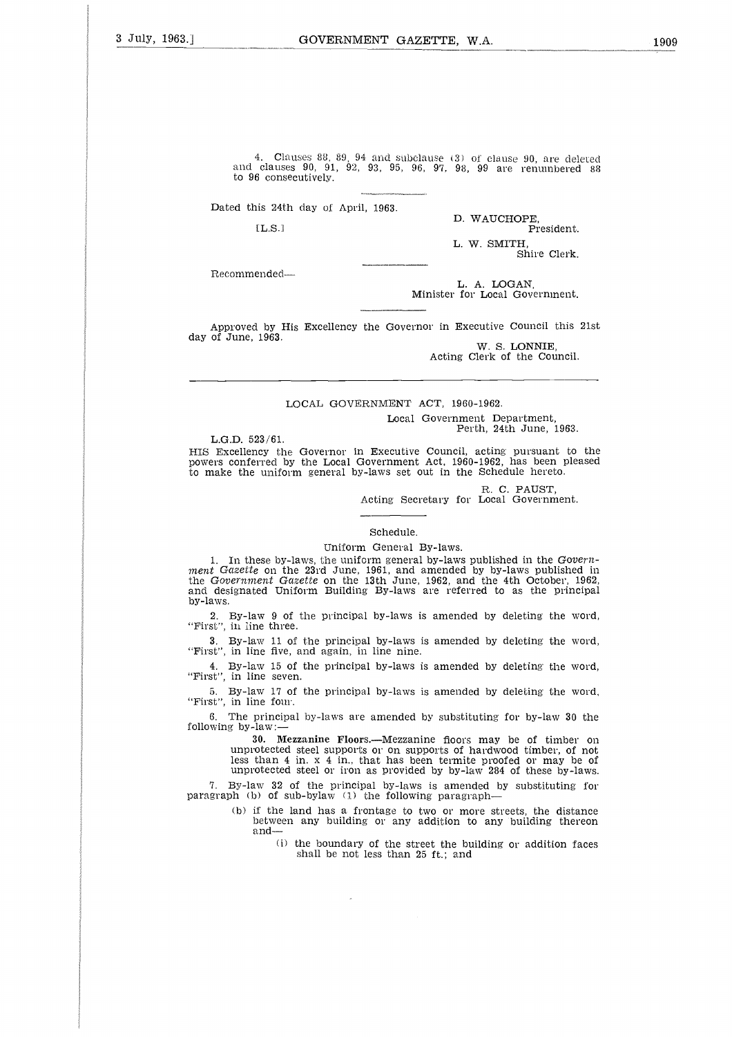4. Clauses 88, 89, 94 and subclause (3) of clause 90, are deleted and clauses 90, 91, 92, 93, 95, 96, 97, 98, 99 are renumbered 88 to 96 consecutively.

Dated this 24th day of April, 1963.

[L.S.]

D. WAUCHOPE,
President.

L. W. SMITH,
Shire Clerk.

Recommended—

L. A. LOGAN,
Minister for Local Government.

Approved by His Excellency the Governor in Executive Council this 21st day of June, 1963.

W. S. LONNIE,
Acting Clerk of the Council.

---

LOCAL GOVERNMENT ACT, 1960-1962.

Local Government Department,
Perth, 24th June, 1963.

L.G.D. 523/61.

HIS Excellency the Governor in Executive Council, acting pursuant to the powers conferred by the Local Government Act, 1960-1962, has been pleased to make the uniform general by-laws set out in the Schedule hereto.

R. C. PAUST,
Acting Secretary for Local Government.

Schedule.

Uniform General By-laws.

1. In these by-laws, the uniform general by-laws published in the *Government Gazette* on the 23rd June, 1961, and amended by by-laws published in the *Government Gazette* on the 13th June, 1962, and the 4th October, 1962, and designated Uniform Building By-laws are referred to as the principal by-laws.

2. By-law 9 of the principal by-laws is amended by deleting the word, "First", in line three.

3. By-law 11 of the principal by-laws is amended by deleting the word, "First", in line five, and again, in line nine.

4. By-law 15 of the principal by-laws is amended by deleting the word, "First", in line seven.

5. By-law 17 of the principal by-laws is amended by deleting the word, "First", in line four.

6. The principal by-laws are amended by substituting for by-law 30 the following by-law:—

> **30. Mezzanine Floors.**—Mezzanine floors may be of timber on unprotected steel supports or on supports of hardwood timber, of not less than 4 in. x 4 in., that has been termite proofed or may be of unprotected steel or iron as provided by by-law 284 of these by-laws.

7. By-law 32 of the principal by-laws is amended by substituting for paragraph (b) of sub-bylaw (1) the following paragraph—

> (b) if the land has a frontage to two or more streets, the distance between any building or any addition to any building thereon and—
>
> (i) the boundary of the street the building or addition faces shall be not less than 25 ft.; and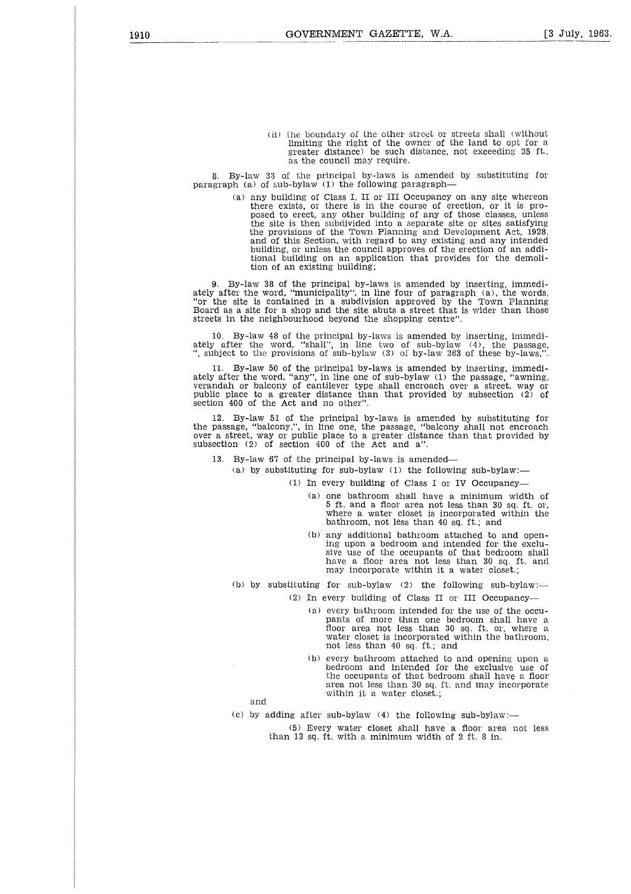(ii) the boundary of the other street or streets shall (without limiting the right of the owner of the land to opt for a greater distance) be such distance, not exceeding 25 ft., as the council may require.

8. By-law 33 of the principal by-laws is amended by substituting for paragraph (a) of sub-bylaw (1) the following paragraph—

(a) any building of Class I, II or III Occupancy on any site whereon there exists, or there is in the course of erection, or it is proposed to erect, any other building of any of those classes, unless the site is then subdivided into a separate site or sites satisfying the provisions of the Town Planning and Development Act, 1928, and of this Section, with regard to any existing and any intended building, or unless the council approves of the erection of an additional building on an application that provides for the demolition of an existing building;

9. By-law 38 of the principal by-laws is amended by inserting, immediately after the word, "municipality", in line four of paragraph (a), the words, "or the site is contained in a subdivision approved by the Town Planning Board as a site for a shop and the site abuts a street that is wider than those streets in the neighbourhood beyond the shopping centre".

10. By-law 48 of the principal by-laws is amended by inserting, immediately after the word, "shall", in line two of sub-bylaw (4), the passage, ", subject to the provisions of sub-bylaw (3) of by-law 263 of these by-laws,".

11. By-law 50 of the principal by-laws is amended by inserting, immediately after the word, "any", in line one of sub-bylaw (1) the passage, "awning, verandah or balcony of cantilever type shall encroach over a street, way or public place to a greater distance than that provided by subsection (2) of section 400 of the Act and no other".

12. By-law 51 of the principal by-laws is amended by substituting for the passage, "balcony,", in line one, the passage, "balcony shall not encroach over a street, way or public place to a greater distance than that provided by subsection (2) of section 400 of the Act and a".

13. By-law 67 of the principal by-laws is amended—

(a) by substituting for sub-bylaw (1) the following sub-bylaw:—

(1) In every building of Class I or IV Occupancy—

(a) one bathroom shall have a minimum width of 5 ft. and a floor area not less than 30 sq. ft. or, where a water closet is incorporated within the bathroom, not less than 40 sq. ft.; and

(b) any additional bathroom attached to and opening upon a bedroom and intended for the exclusive use of the occupants of that bedroom shall have a floor area not less than 30 sq. ft. and may incorporate within it a water closet.;

(b) by substituting for sub-bylaw (2) the following sub-bylaw:—

(2) In every building of Class II or III Occupancy—

(a) every bathroom intended for the use of the occupants of more than one bedroom shall have a floor area not less than 30 sq. ft. or, where a water closet is incorporated within the bathroom, not less than 40 sq. ft.; and

(b) every bathroom attached to and opening upon a bedroom and intended for the exclusive use of the occupants of that bedroom shall have a floor area not less than 30 sq. ft. and may incorporate within it a water closet.;

and

(c) by adding after sub-bylaw (4) the following sub-bylaw:—

(5) Every water closet shall have a floor area not less than 13 sq. ft. with a minimum width of 2 ft. 8 in.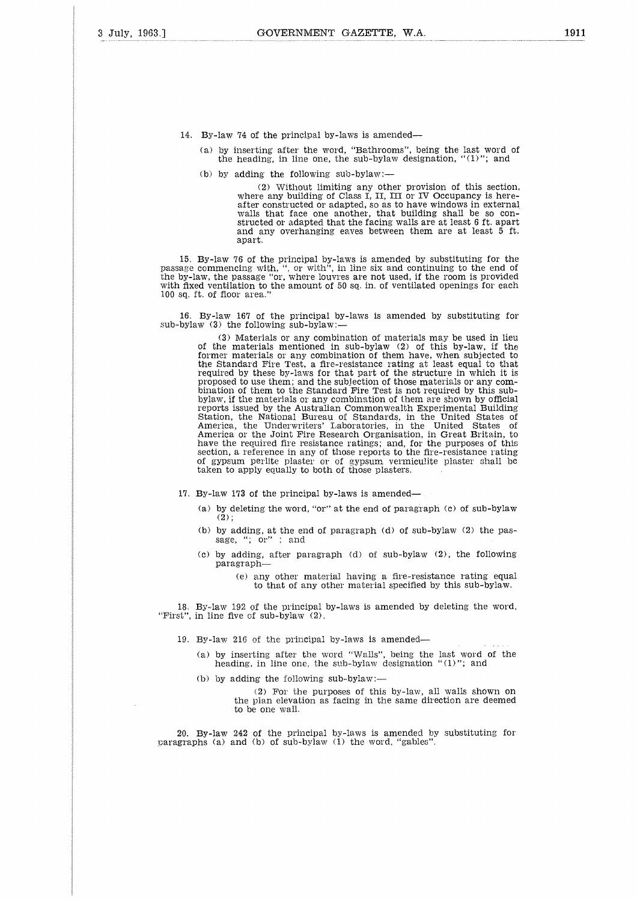14. By-law 74 of the principal by-laws is amended—

(a) by inserting after the word, "Bathrooms", being the last word of the heading, in line one, the sub-bylaw designation, "(1)"; and

(b) by adding the following sub-bylaw:—

> (2) Without limiting any other provision of this section, where any building of Class I, II, III or IV Occupancy is hereafter constructed or adapted, so as to have windows in external walls that face one another, that building shall be so constructed or adapted that the facing walls are at least 6 ft. apart and any overhanging eaves between them are at least 5 ft. apart.

15. By-law 76 of the principal by-laws is amended by substituting for the passage commencing with, ", or with", in line six and continuing to the end of the by-law, the passage "or, where louvres are not used, if the room is provided with fixed ventilation to the amount of 50 sq. in. of ventilated openings for each 100 sq. ft. of floor area."

16. By-law 167 of the principal by-laws is amended by substituting for sub-bylaw (3) the following sub-bylaw:—

> (3) Materials or any combination of materials may be used in lieu of the materials mentioned in sub-bylaw (2) of this by-law, if the former materials or any combination of them have, when subjected to the Standard Fire Test, a fire-resistance rating at least equal to that required by these by-laws for that part of the structure in which it is proposed to use them; and the subjection of those materials or any combination of them to the Standard Fire Test is not required by this sub-bylaw, if the materials or any combination of them are shown by official reports issued by the Australian Commonwealth Experimental Building Station, the National Bureau of Standards, in the United States of America, the Underwriters' Laboratories, in the United States of America or the Joint Fire Research Organisation, in Great Britain, to have the required fire resistance ratings; and, for the purposes of this section, a reference in any of those reports to the fire-resistance rating of gypsum perlite plaster or of gypsum vermiculite plaster shall be taken to apply equally to both of those plasters.

17. By-law 173 of the principal by-laws is amended—

(a) by deleting the word, "or" at the end of paragraph (c) of sub-bylaw (2);

(b) by adding, at the end of paragraph (d) of sub-bylaw (2) the passage, "; or" ; and

(c) by adding, after paragraph (d) of sub-bylaw (2), the following paragraph—

> (e) any other material having a fire-resistance rating equal to that of any other material specified by this sub-bylaw.

18. By-law 192 of the principal by-laws is amended by deleting the word, "First", in line five of sub-bylaw (2).

19. By-law 216 of the principal by-laws is amended—

(a) by inserting after the word "Walls", being the last word of the heading, in line one, the sub-bylaw designation "(1)"; and

(b) by adding the following sub-bylaw:—

> (2) For the purposes of this by-law, all walls shown on the plan elevation as facing in the same direction are deemed to be one wall.

20. By-law 242 of the principal by-laws is amended by substituting for paragraphs (a) and (b) of sub-bylaw (1) the word, "gables".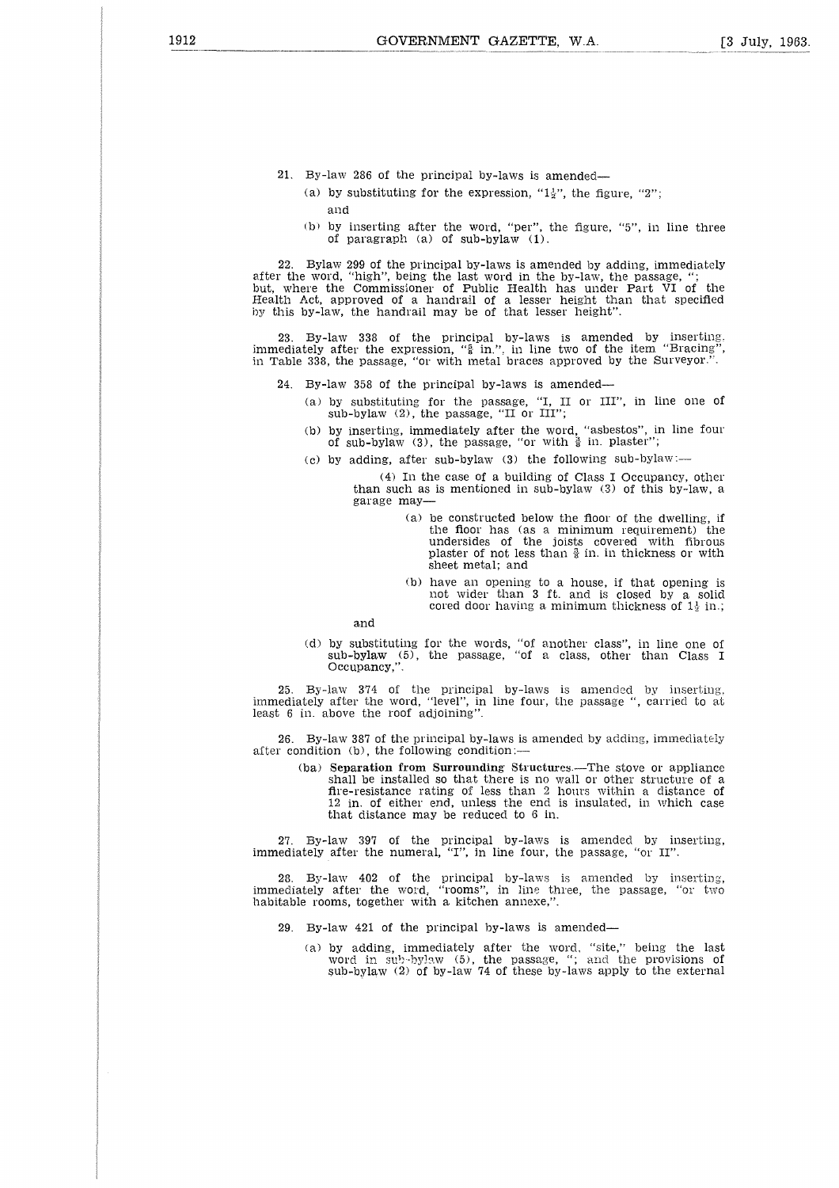21. By-law 286 of the principal by-laws is amended—

(a) by substituting for the expression, "1½", the figure, "2";

and

(b) by inserting after the word, "per", the figure, "5", in line three of paragraph (a) of sub-bylaw (1).

22. Bylaw 299 of the principal by-laws is amended by adding, immediately after the word, "high", being the last word in the by-law, the passage, "; but, where the Commissioner of Public Health has under Part VI of the Health Act, approved of a handrail of a lesser height than that specified by this by-law, the handrail may be of that lesser height".

23. By-law 338 of the principal by-laws is amended by inserting, immediately after the expression, "⅝ in.", in line two of the item "Bracing", in Table 338, the passage, "or with metal braces approved by the Surveyor.".

24. By-law 358 of the principal by-laws is amended—

(a) by substituting for the passage, "I, II or III", in line one of sub-bylaw (2), the passage, "II or III";

(b) by inserting, immediately after the word, "asbestos", in line four of sub-bylaw (3), the passage, "or with ⅜ in. plaster";

(c) by adding, after sub-bylaw (3) the following sub-bylaw:—

(4) In the case of a building of Class I Occupancy, other than such as is mentioned in sub-bylaw (3) of this by-law, a garage may—

(a) be constructed below the floor of the dwelling, if the floor has (as a minimum requirement) the undersides of the joists covered with fibrous plaster of not less than ⅜ in. in thickness or with sheet metal; and

(b) have an opening to a house, if that opening is not wider than 3 ft. and is closed by a solid cored door having a minimum thickness of 1½ in.;

and

(d) by substituting for the words, "of another class", in line one of sub-bylaw (5), the passage, "of a class, other than Class I Occupancy,".

25. By-law 374 of the principal by-laws is amended by inserting, immediately after the word, "level", in line four, the passage ", carried to at least 6 in. above the roof adjoining".

26. By-law 387 of the principal by-laws is amended by adding, immediately after condition (b), the following condition:—

(ba) **Separation from Surrounding Structures.**—The stove or appliance shall be installed so that there is no wall or other structure of a fire-resistance rating of less than 2 hours within a distance of 12 in. of either end, unless the end is insulated, in which case that distance may be reduced to 6 in.

27. By-law 397 of the principal by-laws is amended by inserting, immediately after the numeral, "I", in line four, the passage, "or II".

28. By-law 402 of the principal by-laws is amended by inserting, immediately after the word, "rooms", in line three, the passage, "or two habitable rooms, together with a kitchen annexe,".

29. By-law 421 of the principal by-laws is amended—

(a) by adding, immediately after the word, "site," being the last word in sub-bylaw (5), the passage, "; and the provisions of sub-bylaw (2) of by-law 74 of these by-laws apply to the external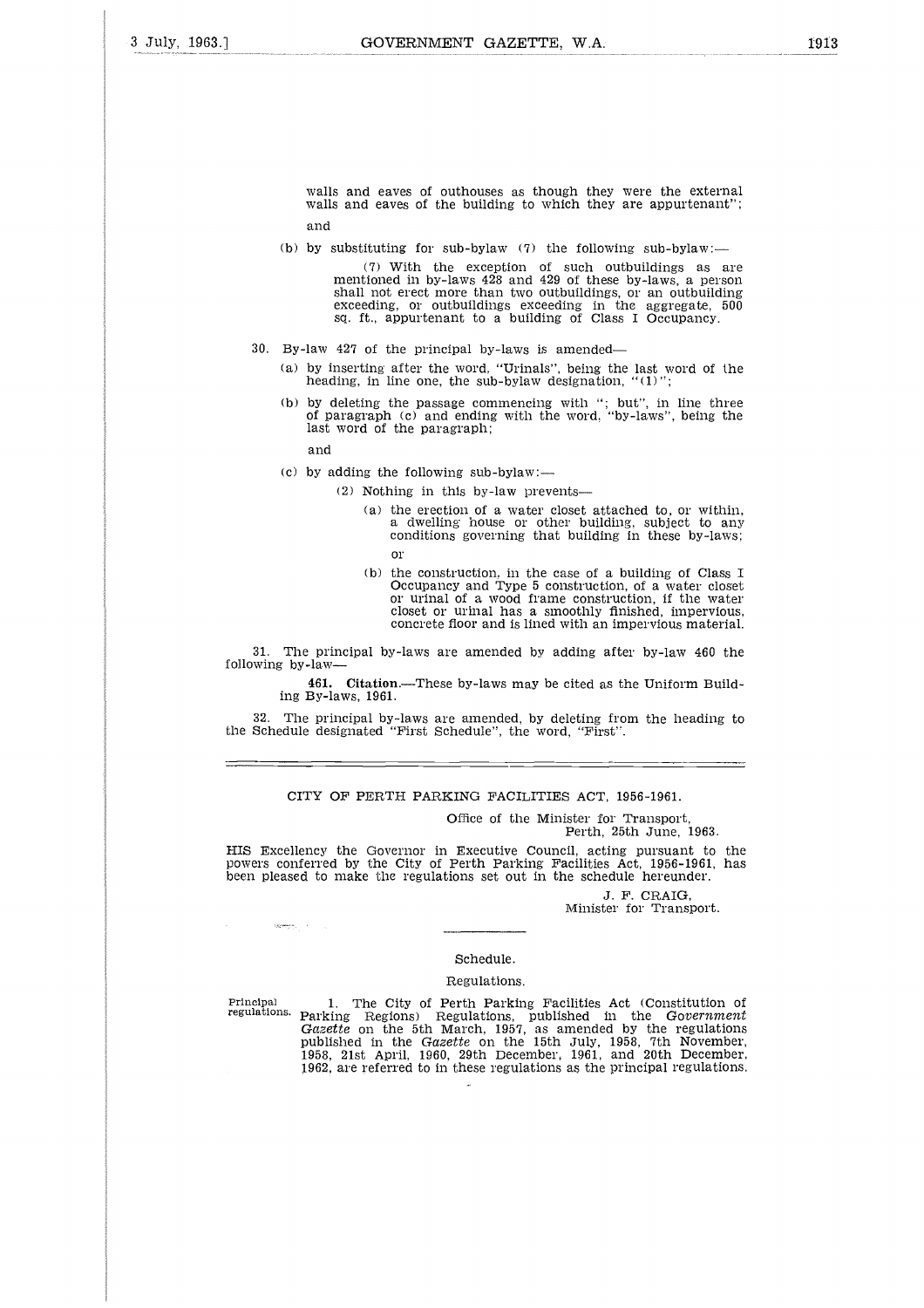walls and eaves of outhouses as though they were the external walls and eaves of the building to which they are appurtenant";

and

(b) by substituting for sub-bylaw (7) the following sub-bylaw:—

(7) With the exception of such outbuildings as are mentioned in by-laws 428 and 429 of these by-laws, a person shall not erect more than two outbuildings, or an outbuilding exceeding, or outbuildings exceeding in the aggregate, 500 sq. ft., appurtenant to a building of Class I Occupancy.

30. By-law 427 of the principal by-laws is amended—

(a) by inserting after the word, "Urinals", being the last word of the heading, in line one, the sub-bylaw designation, "(1)";

(b) by deleting the passage commencing with "; but", in line three of paragraph (c) and ending with the word, "by-laws", being the last word of the paragraph;

and

(c) by adding the following sub-bylaw:—

(2) Nothing in this by-law prevents—

(a) the erection of a water closet attached to, or within, a dwelling house or other building, subject to any conditions governing that building in these by-laws;

or

(b) the construction, in the case of a building of Class I Occupancy and Type 5 construction, of a water closet or urinal of a wood frame construction, if the water closet or urinal has a smoothly finished, impervious, concrete floor and is lined with an impervious material.

31. The principal by-laws are amended by adding after by-law 460 the following by-law—

**461. Citation.**—These by-laws may be cited as the Uniform Building By-laws, 1961.

32. The principal by-laws are amended, by deleting from the heading to the Schedule designated "First Schedule", the word, "First".

---

CITY OF PERTH PARKING FACILITIES ACT, 1956-1961.

Office of the Minister for Transport,
Perth, 25th June, 1963.

HIS Excellency the Governor in Executive Council, acting pursuant to the powers conferred by the City of Perth Parking Facilities Act, 1956-1961, has been pleased to make the regulations set out in the schedule hereunder.

J. F. CRAIG,
Minister for Transport.

---

Schedule.

Regulations.

Principal regulations.

1. The City of Perth Parking Facilities Act (Constitution of Parking Regions) Regulations, published in the *Government Gazette* on the 5th March, 1957, as amended by the regulations published in the *Gazette* on the 15th July, 1958, 7th November, 1958, 21st April, 1960, 29th December, 1961, and 20th December, 1962, are referred to in these regulations as the principal regulations.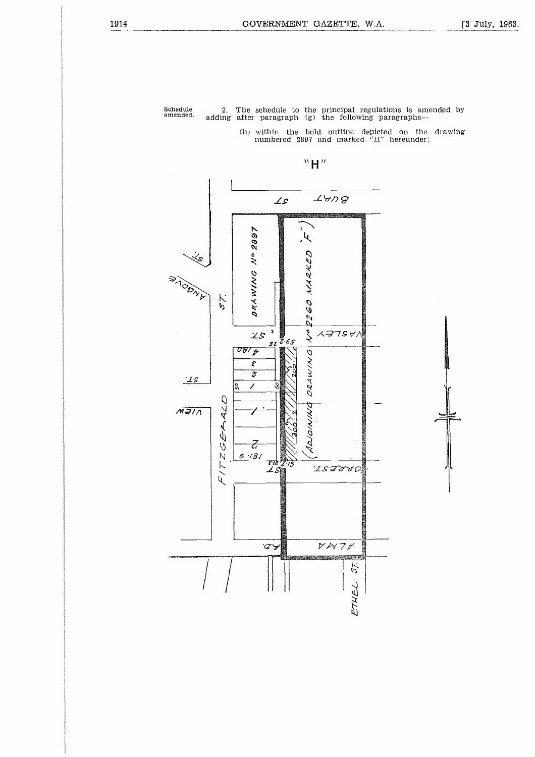Schedule amended.

2. The schedule to the principal regulations is amended by adding after paragraph (g) the following paragraphs—

(h) within the bold outline depicted on the drawing numbered 2897 and marked "H" hereunder;

"H"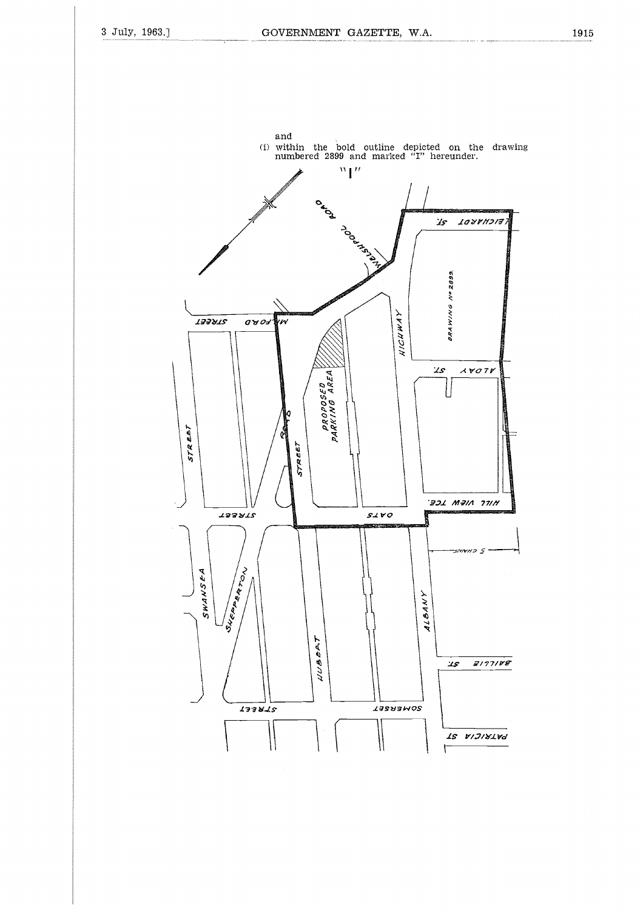and

(i) within the bold outline depicted on the drawing numbered 2899 and marked "I" hereunder.

"I"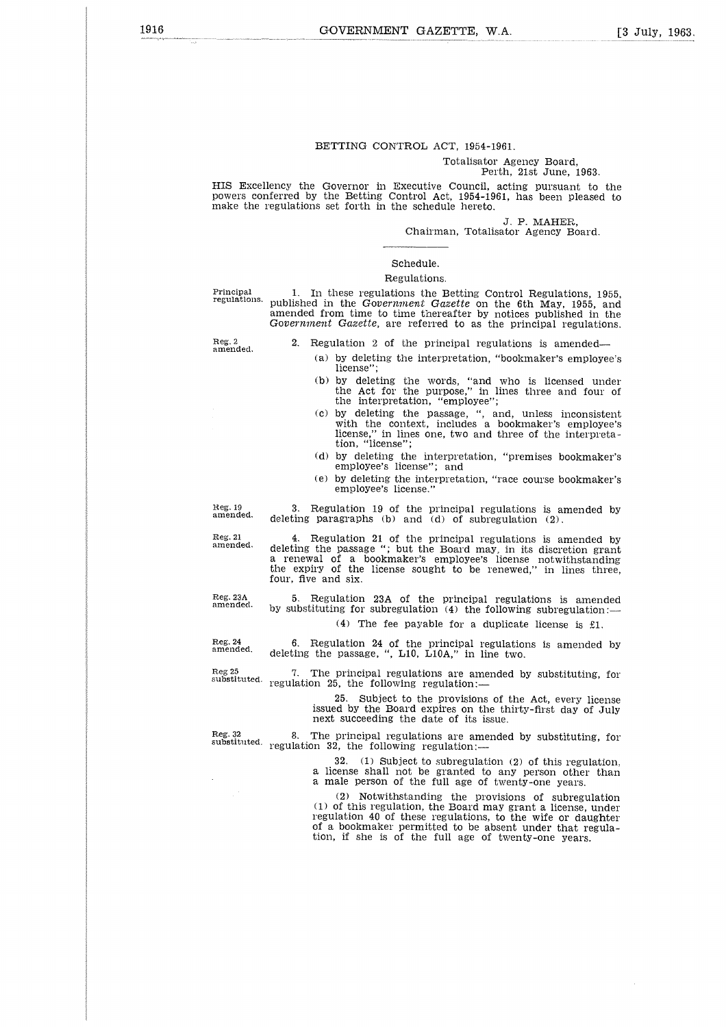BETTING CONTROL ACT, 1954-1961.

Totalisator Agency Board,
Perth, 21st June, 1963.

HIS Excellency the Governor in Executive Council, acting pursuant to the powers conferred by the Betting Control Act, 1954-1961, has been pleased to make the regulations set forth in the schedule hereto.

J. P. MAHER,
Chairman, Totalisator Agency Board.

---

Schedule.

Regulations.

Principal regulations.

1. In these regulations the Betting Control Regulations, 1955, published in the *Government Gazette* on the 6th May, 1955, and amended from time to time thereafter by notices published in the *Government Gazette*, are referred to as the principal regulations.

Reg. 2 amended.

2. Regulation 2 of the principal regulations is amended—

(a) by deleting the interpretation, "bookmaker's employee's license";

(b) by deleting the words, "and who is licensed under the Act for the purpose," in lines three and four of the interpretation, "employee";

(c) by deleting the passage, ", and, unless inconsistent with the context, includes a bookmaker's employee's license," in lines one, two and three of the interpretation, "license";

(d) by deleting the interpretation, "premises bookmaker's employee's license"; and

(e) by deleting the interpretation, "race course bookmaker's employee's license."

Reg. 19 amended.

3. Regulation 19 of the principal regulations is amended by deleting paragraphs (b) and (d) of subregulation (2).

Reg. 21 amended.

4. Regulation 21 of the principal regulations is amended by deleting the passage "; but the Board may, in its discretion grant a renewal of a bookmaker's employee's license notwithstanding the expiry of the license sought to be renewed," in lines three, four, five and six.

Reg. 23A amended.

5. Regulation 23A of the principal regulations is amended by substituting for subregulation (4) the following subregulation:—

(4) The fee payable for a duplicate license is £1.

Reg. 24 amended.

6. Regulation 24 of the principal regulations is amended by deleting the passage, ", L10, L10A," in line two.

Reg 25 substituted.

7. The principal regulations are amended by substituting, for regulation 25, the following regulation:—

25. Subject to the provisions of the Act, every license issued by the Board expires on the thirty-first day of July next succeeding the date of its issue.

Reg. 32 substituted.

8. The principal regulations are amended by substituting, for regulation 32, the following regulation:—

32. (1) Subject to subregulation (2) of this regulation, a license shall not be granted to any person other than a male person of the full age of twenty-one years.

(2) Notwithstanding the provisions of subregulation (1) of this regulation, the Board may grant a license, under regulation 40 of these regulations, to the wife or daughter of a bookmaker permitted to be absent under that regulation, if she is of the full age of twenty-one years.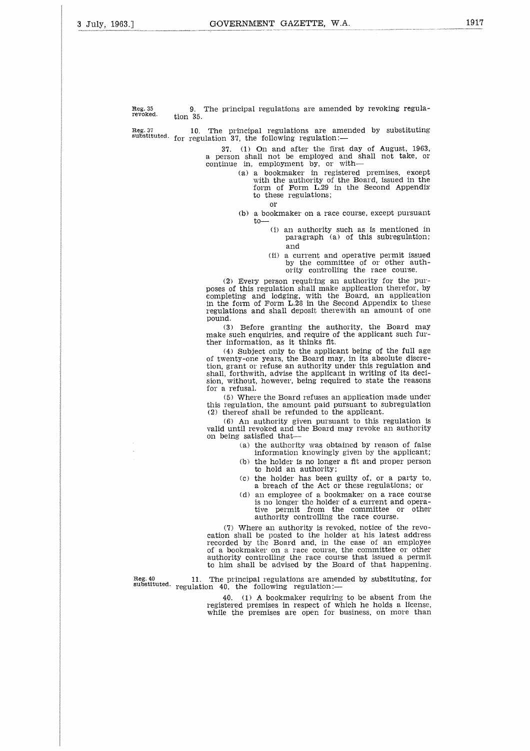Reg. 35 revoked.

9. The principal regulations are amended by revoking regulation 35.

Reg. 37 substituted.

10. The principal regulations are amended by substituting for regulation 37, the following regulation:—

37. (1) On and after the first day of August, 1963, a person shall not be employed and shall not take, or continue in, employment by, or with—

(a) a bookmaker in registered premises, except with the authority of the Board, issued in the form of Form L.29 in the Second Appendix to these regulations;

or

(b) a bookmaker on a race course, except pursuant to—

(i) an authority such as is mentioned in paragraph (a) of this subregulation; and

(ii) a current and operative permit issued by the committee of or other authority controlling the race course.

(2) Every person requiring an authority for the purposes of this regulation shall make application therefor, by completing and lodging, with the Board, an application in the form of Form L.28 in the Second Appendix to these regulations and shall deposit therewith an amount of one pound.

(3) Before granting the authority, the Board may make such enquiries, and require of the applicant such further information, as it thinks fit.

(4) Subject only to the applicant being of the full age of twenty-one years, the Board may, in its absolute discretion, grant or refuse an authority under this regulation and shall, forthwith, advise the applicant in writing of its decision, without, however, being required to state the reasons for a refusal.

(5) Where the Board refuses an application made under this regulation, the amount paid pursuant to subregulation (2) thereof shall be refunded to the applicant.

(6) An authority given pursuant to this regulation is valid until revoked and the Board may revoke an authority on being satisfied that—

(a) the authority was obtained by reason of false information knowingly given by the applicant;

(b) the holder is no longer a fit and proper person to hold an authority;

(c) the holder has been guilty of, or a party to, a breach of the Act or these regulations; or

(d) an employee of a bookmaker on a race course is no longer the holder of a current and operative permit from the committee or other authority controlling the race course.

(7) Where an authority is revoked, notice of the revocation shall be posted to the holder at his latest address recorded by the Board and, in the case of an employee of a bookmaker on a race course, the committee or other authority controlling the race course that issued a permit to him shall be advised by the Board of that happening.

Reg. 40 substituted.

11. The principal regulations are amended by substituting, for regulation 40, the following regulation:—

40. (1) A bookmaker requiring to be absent from the registered premises in respect of which he holds a license, while the premises are open for business, on more than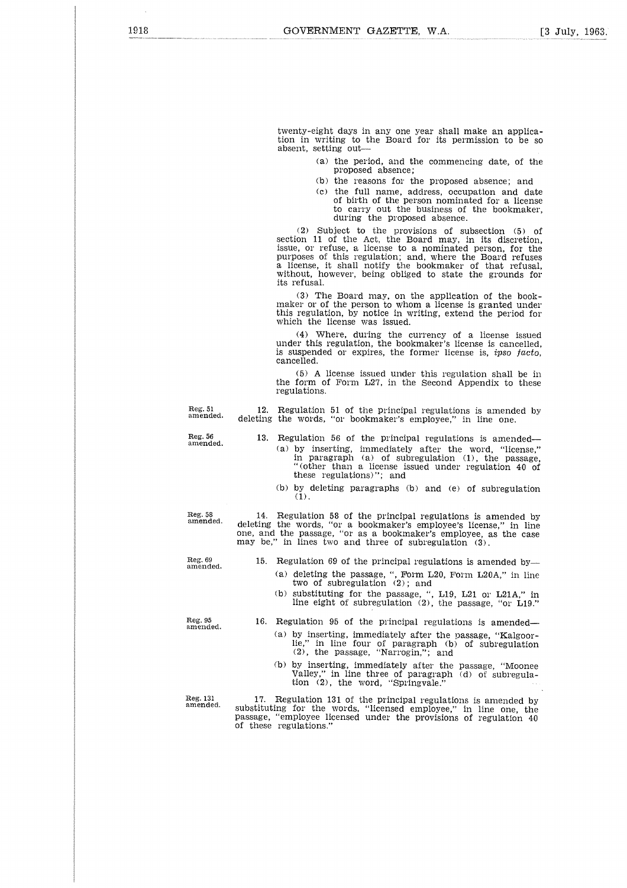twenty-eight days in any one year shall make an application in writing to the Board for its permission to be so absent, setting out—

(a) the period, and the commencing date, of the proposed absence;

(b) the reasons for the proposed absence; and

(c) the full name, address, occupation and date of birth of the person nominated for a license to carry out the business of the bookmaker, during the proposed absence.

(2) Subject to the provisions of subsection (5) of section 11 of the Act, the Board may, in its discretion, issue, or refuse, a license to a nominated person, for the purposes of this regulation; and, where the Board refuses a license, it shall notify the bookmaker of that refusal, without, however, being obliged to state the grounds for its refusal.

(3) The Board may, on the application of the bookmaker or of the person to whom a license is granted under this regulation, by notice in writing, extend the period for which the license was issued.

(4) Where, during the currency of a license issued under this regulation, the bookmaker's license is cancelled, is suspended or expires, the former license is, *ipso facto*, cancelled.

(5) A license issued under this regulation shall be in the form of Form L27, in the Second Appendix to these regulations.

Reg. 51 amended.

12. Regulation 51 of the principal regulations is amended by deleting the words, "or bookmaker's employee," in line one.

Reg. 56 amended.

13. Regulation 56 of the principal regulations is amended—

(a) by inserting, immediately after the word, "license," in paragraph (a) of subregulation (1), the passage, "(other than a license issued under regulation 40 of these regulations)"; and

(b) by deleting paragraphs (b) and (e) of subregulation (1).

Reg. 58 amended.

14. Regulation 58 of the principal regulations is amended by deleting the words, "or a bookmaker's employee's license," in line one, and the passage, "or as a bookmaker's employee, as the case may be," in lines two and three of subregulation (3).

Reg. 69 amended.

15. Regulation 69 of the principal regulations is amended by—

(a) deleting the passage, ", Form L20, Form L20A," in line two of subregulation (2); and

(b) substituting for the passage, ", L19, L21 or L21A," in line eight of subregulation (2), the passage, "or L19."

Reg. 95 amended.

16. Regulation 95 of the principal regulations is amended—

(a) by inserting, immediately after the passage, "Kalgoorlie," in line four of paragraph (b) of subregulation (2), the passage, "Narrogin,"; and

(b) by inserting, immediately after the passage, "Moonee Valley," in line three of paragraph (d) of subregulation (2), the word, "Springvale."

Reg. 131 amended.

17. Regulation 131 of the principal regulations is amended by substituting for the words, "licensed employee," in line one, the passage, "employee licensed under the provisions of regulation 40 of these regulations."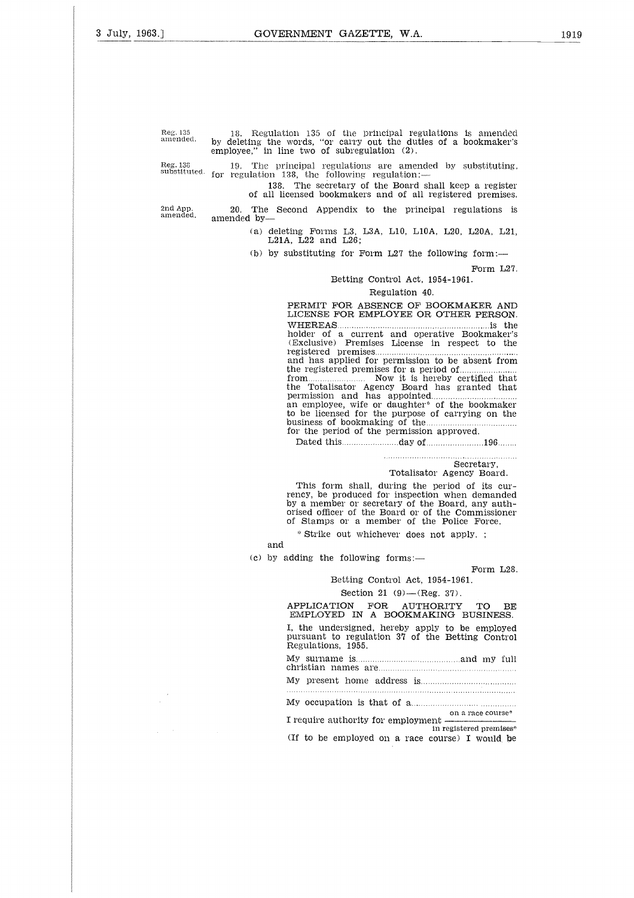Reg. 135 amended.

18. Regulation 135 of the principal regulations is amended by deleting the words, "or carry out the duties of a bookmaker's employee," in line two of subregulation (2).

Reg. 138 substituted.

19. The principal regulations are amended by substituting, for regulation 138, the following regulation:—

138. The secretary of the Board shall keep a register of all licensed bookmakers and of all registered premises.

2nd App. amended.

20. The Second Appendix to the principal regulations is amended by—

(a) deleting Forms L3, L3A, L10, L10A, L20, L20A, L21, L21A, L22 and L26;

(b) by substituting for Form L27 the following form:—

Form L27.

Betting Control Act, 1954-1961.

Regulation 40.

PERMIT FOR ABSENCE OF BOOKMAKER AND LICENSE FOR EMPLOYEE OR OTHER PERSON.

WHEREAS............................................................is the holder of a current and operative Bookmaker's (Exclusive) Premises License in respect to the registered premises........................................................ and has applied for permission to be absent from the registered premises for a period of....................... from........................ Now it is hereby certified that the Totalisator Agency Board has granted that permission and has appointed................................. an employee, wife or daughter* of the bookmaker to be licensed for the purpose of carrying on the business of bookmaking of the.................................... for the period of the permission approved.

Dated this.......................day of.......................196........

..................................................
Secretary,
Totalisator Agency Board.

This form shall, during the period of its currency, be produced for inspection when demanded by a member or secretary of the Board, any authorised officer of the Board or of the Commissioner of Stamps or a member of the Police Force.

* Strike out whichever does not apply. ;

and

(c) by adding the following forms:—

Form L28.

Betting Control Act, 1954-1961.

Section 21 (9)—(Reg. 37).

APPLICATION FOR AUTHORITY TO BE EMPLOYED IN A BOOKMAKING BUSINESS.

I, the undersigned, hereby apply to be employed pursuant to regulation 37 of the Betting Control Regulations, 1955.

My surname is..........................................and my full christian names are..........................................................

My present home address is.......................................
.....................................................................................

My occupation is that of a..........................................

I require authority for employment $\frac{\text{on a race course*}}{\text{in registered premises*}}$

(If to be employed on a race course) I would be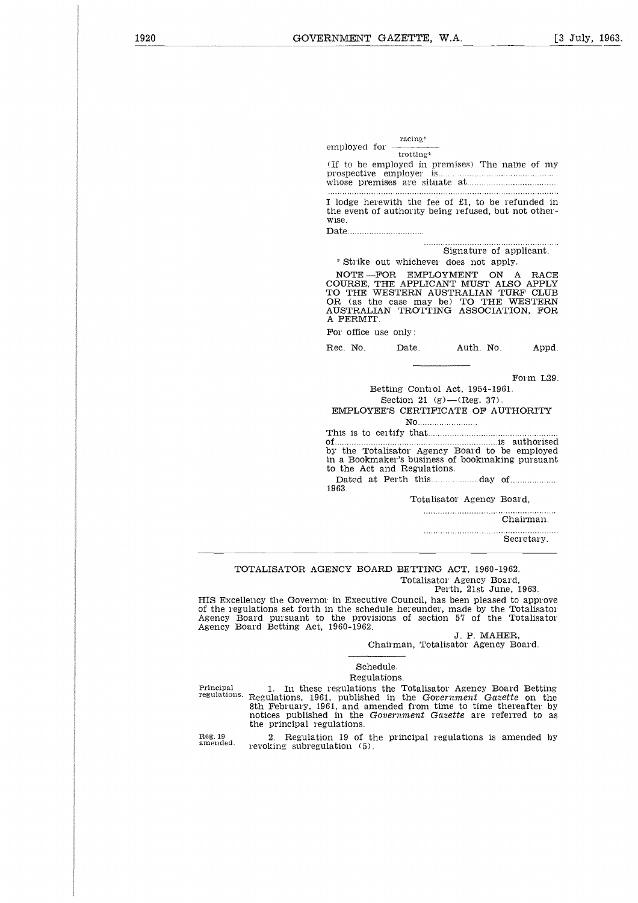employed for racing* / trotting*

(If to be employed in premises) The name of my prospective employer is.............................................. whose premises are situate at..........................................

.......................................................................................................

I lodge herewith the fee of £1, to be refunded in the event of authority being refused, but not otherwise.

Date................................

.......................................................
Signature of applicant.

\* Strike out whichever does not apply.

NOTE.—FOR EMPLOYMENT ON A RACE COURSE, THE APPLICANT MUST ALSO APPLY TO THE WESTERN AUSTRALIAN TURF CLUB OR (as the case may be) TO THE WESTERN AUSTRALIAN TROTTING ASSOCIATION, FOR A PERMIT.

For office use only:

Rec. No. Date. Auth. No. Appd.

---

Form L29.

Betting Control Act, 1954-1961.

Section 21 (g)—(Reg. 37).

EMPLOYEE'S CERTIFICATE OF AUTHORITY

No.........................

This is to certify that..................................................... of.................................................................is authorised by the Totalisator Agency Board to be employed in a Bookmaker's business of bookmaking pursuant to the Act and Regulations.

Dated at Perth this...................day of................... 1963.

Totalisator Agency Board,

.......................................................
Chairman.

.......................................................
Secretary.

---

## TOTALISATOR AGENCY BOARD BETTING ACT, 1960-1962.

Totalisator Agency Board,
Perth, 21st June, 1963.

HIS Excellency the Governor in Executive Council, has been pleased to approve of the regulations set forth in the schedule hereunder, made by the Totalisator Agency Board pursuant to the provisions of section 57 of the Totalisator Agency Board Betting Act, 1960-1962.

J. P. MAHER,
Chairman, Totalisator Agency Board.

---

Schedule.

Regulations.

Principal regulations. 1. In these regulations the Totalisator Agency Board Betting Regulations, 1961, published in the *Government Gazette* on the 8th February, 1961, and amended from time to time thereafter by notices published in the *Government Gazette* are referred to as the principal regulations.

Reg. 19 amended. 2. Regulation 19 of the principal regulations is amended by revoking subregulation (5).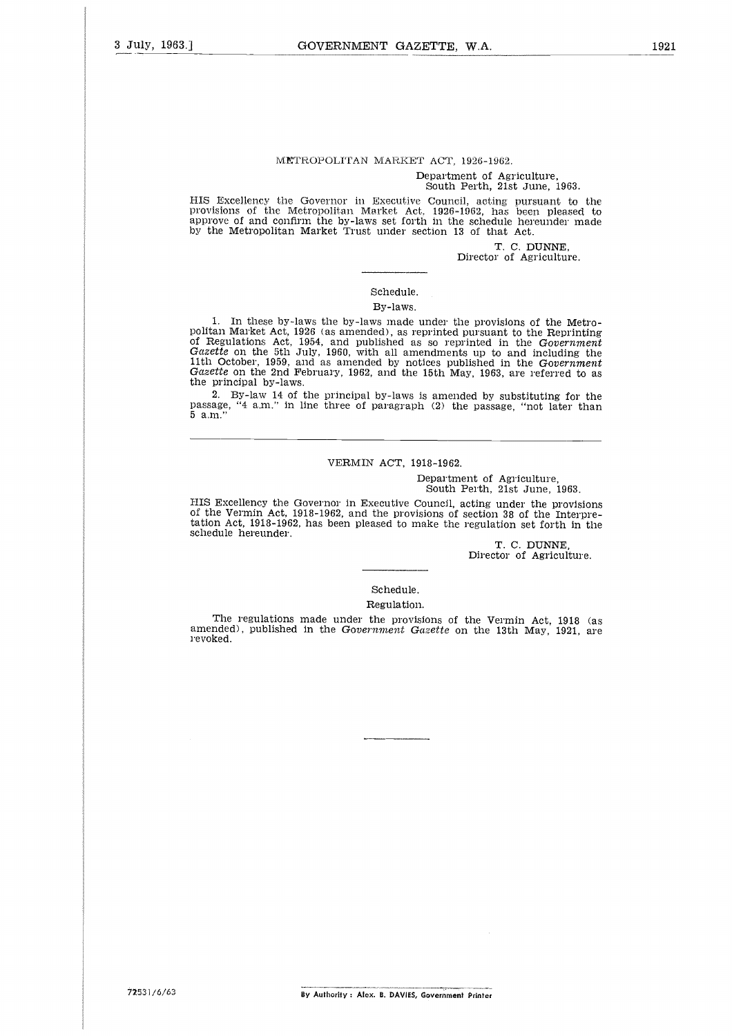METROPOLITAN MARKET ACT, 1926-1962.

Department of Agriculture,
South Perth, 21st June, 1963.

HIS Excellency the Governor in Executive Council, acting pursuant to the provisions of the Metropolitan Market Act, 1926-1962, has been pleased to approve of and confirm the by-laws set forth in the schedule hereunder made by the Metropolitan Market Trust under section 13 of that Act.

T. C. DUNNE,
Director of Agriculture.

Schedule.

By-laws.

1. In these by-laws the by-laws made under the provisions of the Metropolitan Market Act, 1926 (as amended), as reprinted pursuant to the Reprinting of Regulations Act, 1954, and published as so reprinted in the *Government Gazette* on the 5th July, 1960, with all amendments up to and including the 11th October, 1959, and as amended by notices published in the *Government Gazette* on the 2nd February, 1962, and the 15th May, 1963, are referred to as the principal by-laws.

2. By-law 14 of the principal by-laws is amended by substituting for the passage, "4 a.m." in line three of paragraph (2) the passage, "not later than 5 a.m."

VERMIN ACT, 1918-1962.

Department of Agriculture,
South Perth, 21st June, 1963.

HIS Excellency the Governor in Executive Council, acting under the provisions of the Vermin Act, 1918-1962, and the provisions of section 38 of the Interpretation Act, 1918-1962, has been pleased to make the regulation set forth in the schedule hereunder.

T. C. DUNNE,
Director of Agriculture.

Schedule.

Regulation.

The regulations made under the provisions of the Vermin Act, 1918 (as amended), published in the *Government Gazette* on the 13th May, 1921, are revoked.

72531/6/63

By Authority: Alex. B. DAVIES, Government Printer